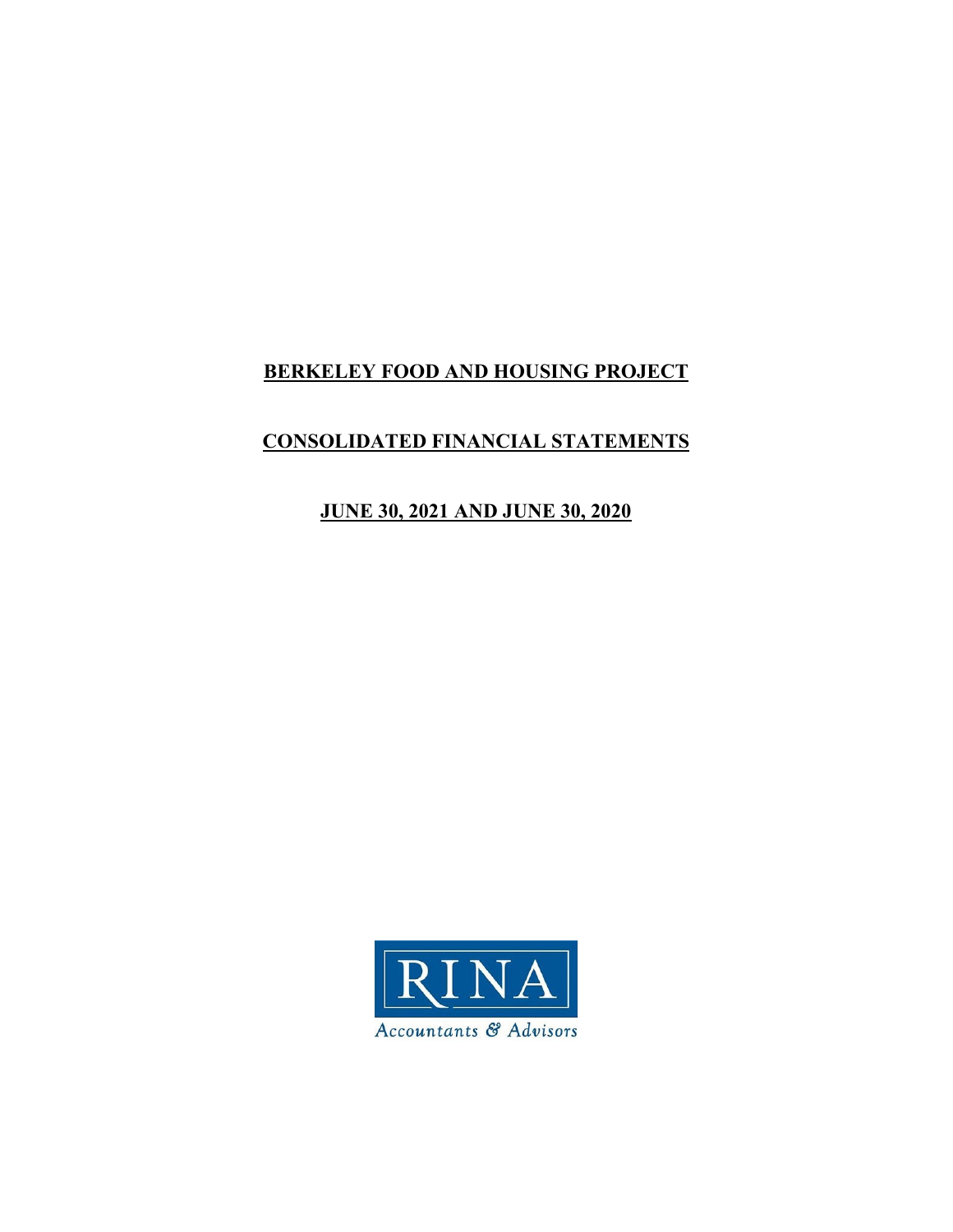# BERKELEY FOOD AND HOUSING PROJECT

## CONSOLIDATED FINANCIAL STATEMENTS

## JUNE 30, 2021 AND JUNE 30, 2020

RINA

Accountants & Advisors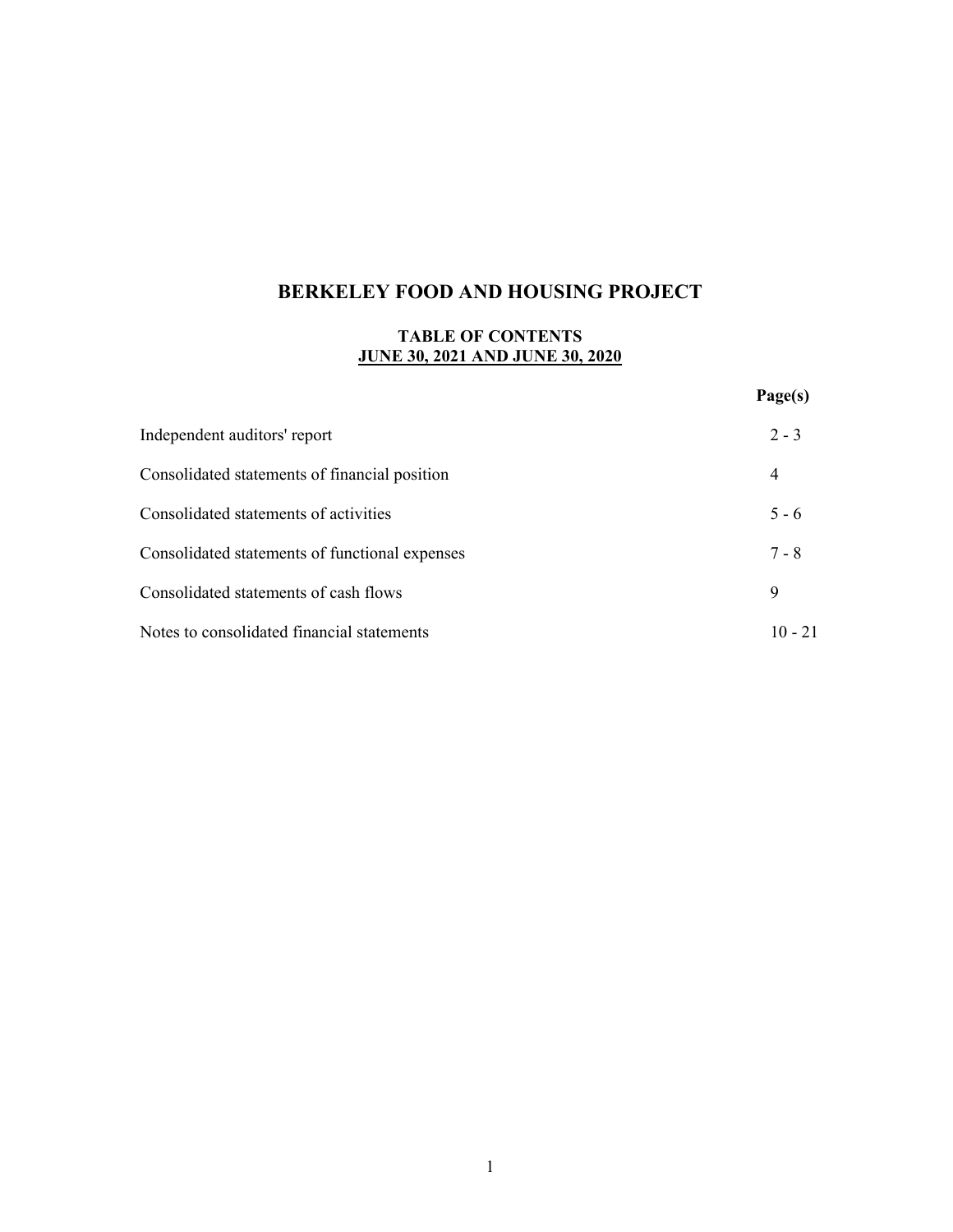# BERKELEY FOOD AND HOUSING PROJECT

## TABLE OF CONTENTS
## JUNE 30, 2021 AND JUNE 30, 2020

| | Page(s) |
|---|---|
| Independent auditors' report | 2 - 3 |
| Consolidated statements of financial position | 4 |
| Consolidated statements of activities | 5 - 6 |
| Consolidated statements of functional expenses | 7 - 8 |
| Consolidated statements of cash flows | 9 |
| Notes to consolidated financial statements | 10 - 21 |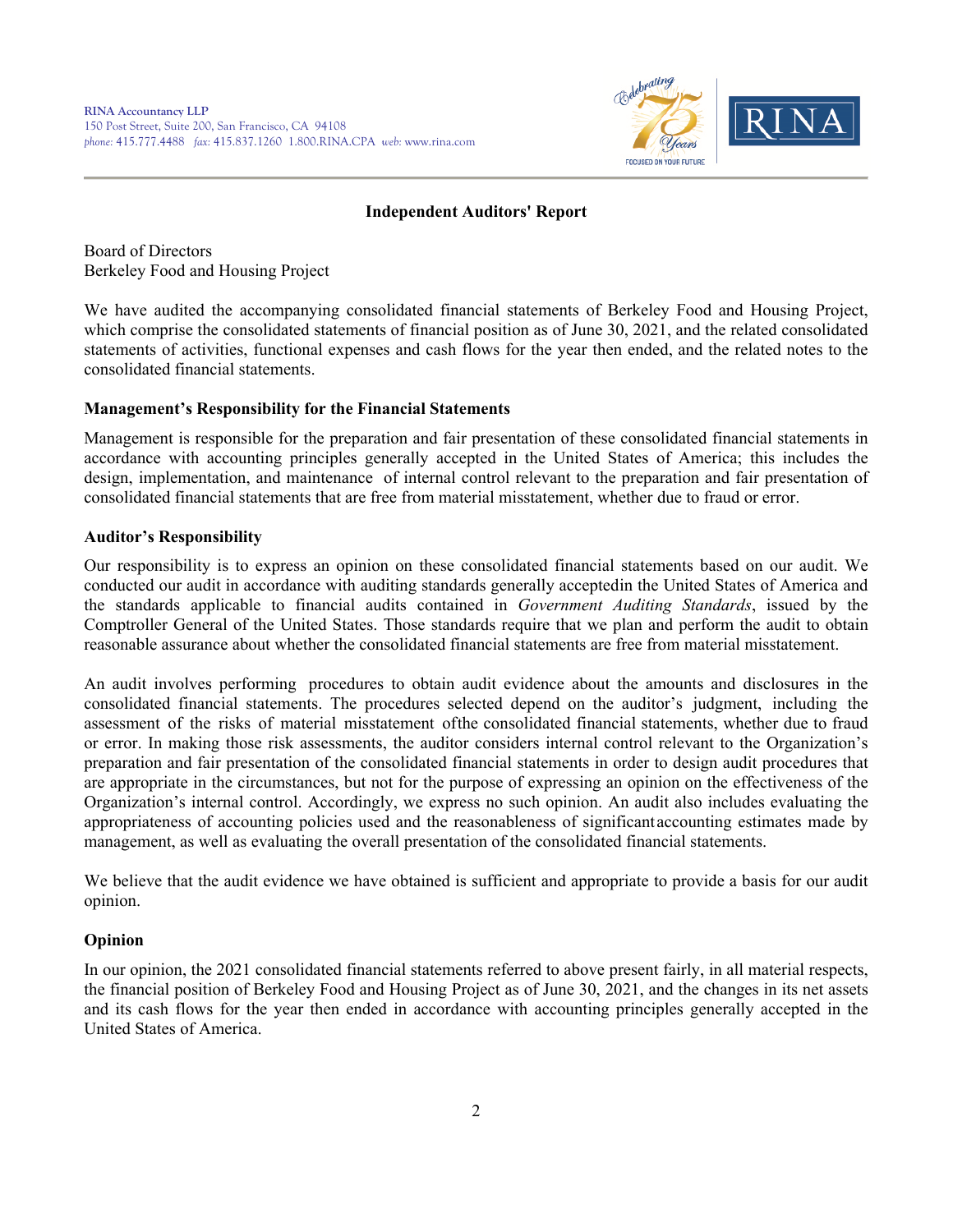RINA Accountancy LLP
150 Post Street, Suite 200, San Francisco, CA 94108
*phone:* 415.777.4488 *fax:* 415.837.1260 1.800.RINA.CPA *web:* www.rina.com

Celebrating 75 Years
FOCUSED ON YOUR FUTURE

RINA

## Independent Auditors' Report

Board of Directors
Berkeley Food and Housing Project

We have audited the accompanying consolidated financial statements of Berkeley Food and Housing Project, which comprise the consolidated statements of financial position as of June 30, 2021, and the related consolidated statements of activities, functional expenses and cash flows for the year then ended, and the related notes to the consolidated financial statements.

### Management's Responsibility for the Financial Statements

Management is responsible for the preparation and fair presentation of these consolidated financial statements in accordance with accounting principles generally accepted in the United States of America; this includes the design, implementation, and maintenance of internal control relevant to the preparation and fair presentation of consolidated financial statements that are free from material misstatement, whether due to fraud or error.

### Auditor's Responsibility

Our responsibility is to express an opinion on these consolidated financial statements based on our audit. We conducted our audit in accordance with auditing standards generally acceptedin the United States of America and the standards applicable to financial audits contained in *Government Auditing Standards*, issued by the Comptroller General of the United States. Those standards require that we plan and perform the audit to obtain reasonable assurance about whether the consolidated financial statements are free from material misstatement.

An audit involves performing procedures to obtain audit evidence about the amounts and disclosures in the consolidated financial statements. The procedures selected depend on the auditor's judgment, including the assessment of the risks of material misstatement ofthe consolidated financial statements, whether due to fraud or error. In making those risk assessments, the auditor considers internal control relevant to the Organization's preparation and fair presentation of the consolidated financial statements in order to design audit procedures that are appropriate in the circumstances, but not for the purpose of expressing an opinion on the effectiveness of the Organization's internal control. Accordingly, we express no such opinion. An audit also includes evaluating the appropriateness of accounting policies used and the reasonableness of significantaccounting estimates made by management, as well as evaluating the overall presentation of the consolidated financial statements.

We believe that the audit evidence we have obtained is sufficient and appropriate to provide a basis for our audit opinion.

### Opinion

In our opinion, the 2021 consolidated financial statements referred to above present fairly, in all material respects, the financial position of Berkeley Food and Housing Project as of June 30, 2021, and the changes in its net assets and its cash flows for the year then ended in accordance with accounting principles generally accepted in the United States of America.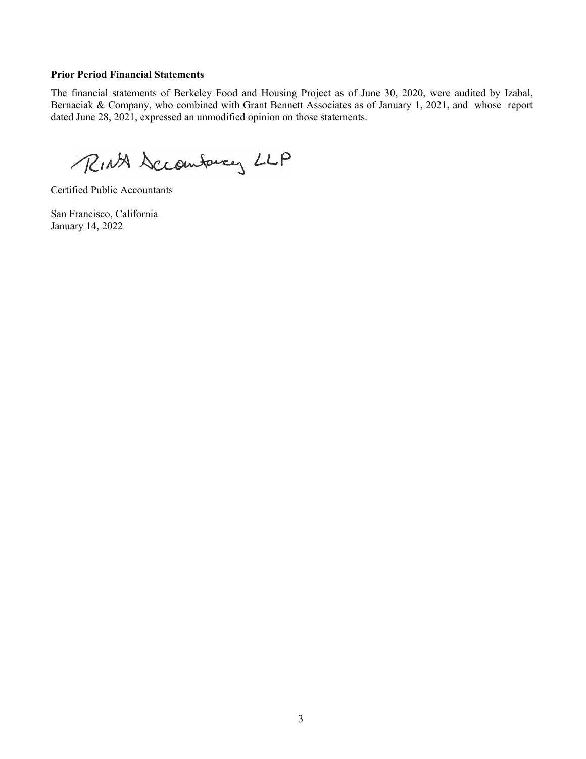**Prior Period Financial Statements**

The financial statements of Berkeley Food and Housing Project as of June 30, 2020, were audited by Izabal, Bernaciak & Company, who combined with Grant Bennett Associates as of January 1, 2021, and whose report dated June 28, 2021, expressed an unmodified opinion on those statements.

RINA Accountancy LLP

Certified Public Accountants

San Francisco, California
January 14, 2022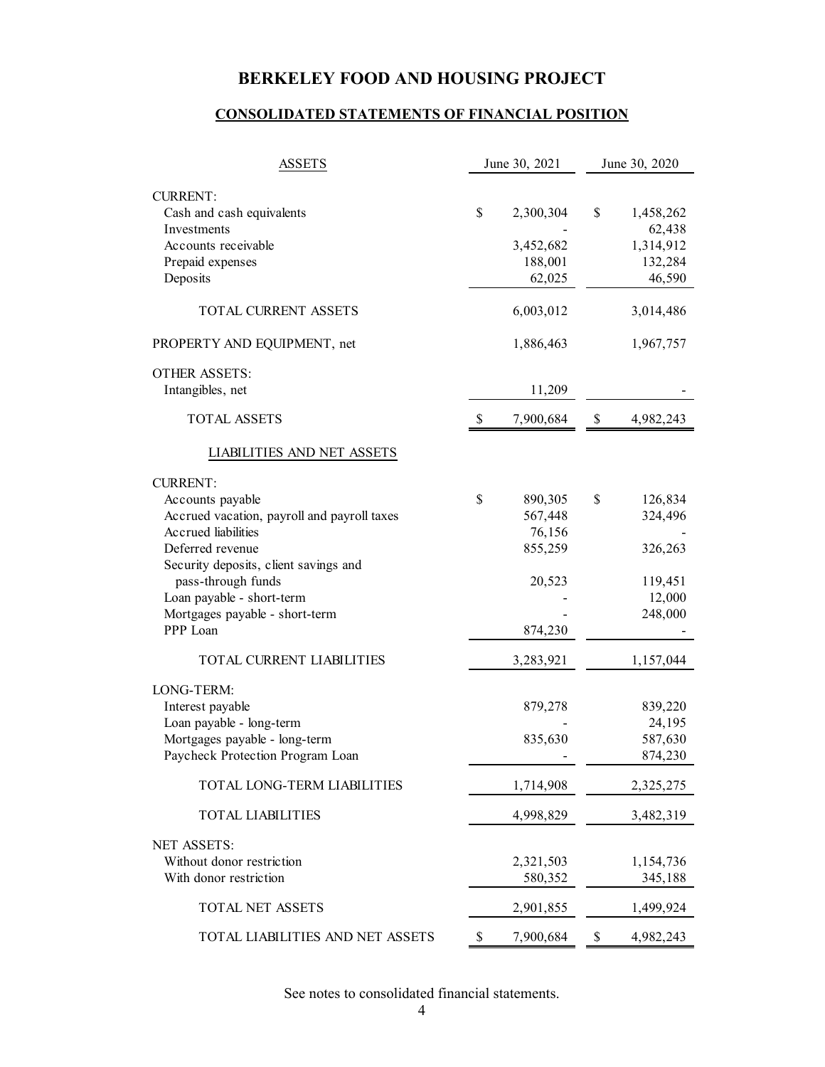# BERKELEY FOOD AND HOUSING PROJECT

## CONSOLIDATED STATEMENTS OF FINANCIAL POSITION

| ASSETS | June 30, 2021 | June 30, 2020 |
|---|---|---|
| CURRENT: | | |
| Cash and cash equivalents | $ 2,300,304 | $ 1,458,262 |
| Investments | - | 62,438 |
| Accounts receivable | 3,452,682 | 1,314,912 |
| Prepaid expenses | 188,001 | 132,284 |
| Deposits | 62,025 | 46,590 |
| TOTAL CURRENT ASSETS | 6,003,012 | 3,014,486 |
| PROPERTY AND EQUIPMENT, net | 1,886,463 | 1,967,757 |
| OTHER ASSETS: | | |
| Intangibles, net | 11,209 | - |
| TOTAL ASSETS | $ 7,900,684 | $ 4,982,243 |
| LIABILITIES AND NET ASSETS | | |
| CURRENT: | | |
| Accounts payable | $ 890,305 | $ 126,834 |
| Accrued vacation, payroll and payroll taxes | 567,448 | 324,496 |
| Accrued liabilities | 76,156 | - |
| Deferred revenue | 855,259 | 326,263 |
| Security deposits, client savings and pass-through funds | 20,523 | 119,451 |
| Loan payable - short-term | - | 12,000 |
| Mortgages payable - short-term | - | 248,000 |
| PPP Loan | 874,230 | - |
| TOTAL CURRENT LIABILITIES | 3,283,921 | 1,157,044 |
| LONG-TERM: | | |
| Interest payable | 879,278 | 839,220 |
| Loan payable - long-term | - | 24,195 |
| Mortgages payable - long-term | 835,630 | 587,630 |
| Paycheck Protection Program Loan | - | 874,230 |
| TOTAL LONG-TERM LIABILITIES | 1,714,908 | 2,325,275 |
| TOTAL LIABILITIES | 4,998,829 | 3,482,319 |
| NET ASSETS: | | |
| Without donor restriction | 2,321,503 | 1,154,736 |
| With donor restriction | 580,352 | 345,188 |
| TOTAL NET ASSETS | 2,901,855 | 1,499,924 |
| TOTAL LIABILITIES AND NET ASSETS | $ 7,900,684 | $ 4,982,243 |

See notes to consolidated financial statements.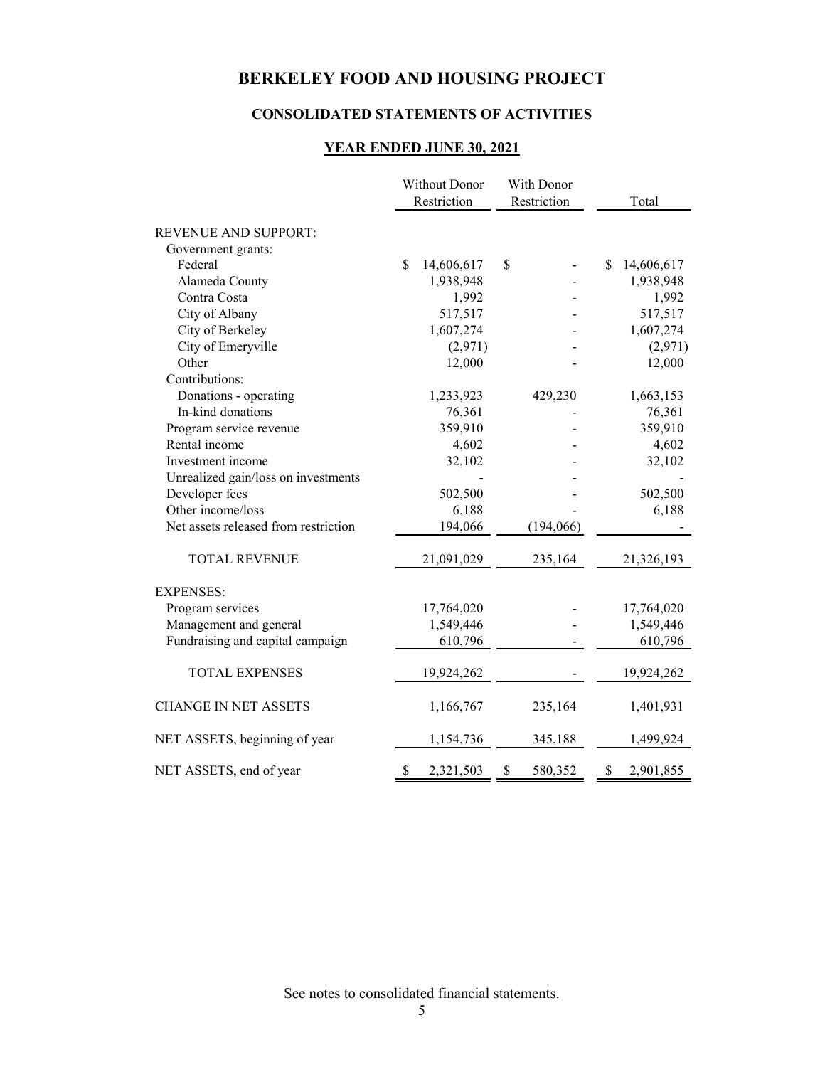# BERKELEY FOOD AND HOUSING PROJECT

## CONSOLIDATED STATEMENTS OF ACTIVITIES

### YEAR ENDED JUNE 30, 2021

| | Without Donor Restriction | With Donor Restriction | Total |
|---|---|---|---|
| REVENUE AND SUPPORT: | | | |
| Government grants: | | | |
| Federal | $ 14,606,617 | $ - | $ 14,606,617 |
| Alameda County | 1,938,948 | - | 1,938,948 |
| Contra Costa | 1,992 | - | 1,992 |
| City of Albany | 517,517 | - | 517,517 |
| City of Berkeley | 1,607,274 | - | 1,607,274 |
| City of Emeryville | (2,971) | - | (2,971) |
| Other | 12,000 | - | 12,000 |
| Contributions: | | | |
| Donations - operating | 1,233,923 | 429,230 | 1,663,153 |
| In-kind donations | 76,361 | - | 76,361 |
| Program service revenue | 359,910 | - | 359,910 |
| Rental income | 4,602 | - | 4,602 |
| Investment income | 32,102 | - | 32,102 |
| Unrealized gain/loss on investments | - | - | - |
| Developer fees | 502,500 | - | 502,500 |
| Other income/loss | 6,188 | - | 6,188 |
| Net assets released from restriction | 194,066 | (194,066) | - |
| TOTAL REVENUE | 21,091,029 | 235,164 | 21,326,193 |
| EXPENSES: | | | |
| Program services | 17,764,020 | - | 17,764,020 |
| Management and general | 1,549,446 | - | 1,549,446 |
| Fundraising and capital campaign | 610,796 | - | 610,796 |
| TOTAL EXPENSES | 19,924,262 | - | 19,924,262 |
| CHANGE IN NET ASSETS | 1,166,767 | 235,164 | 1,401,931 |
| NET ASSETS, beginning of year | 1,154,736 | 345,188 | 1,499,924 |
| NET ASSETS, end of year | $ 2,321,503 | $ 580,352 | $ 2,901,855 |

See notes to consolidated financial statements.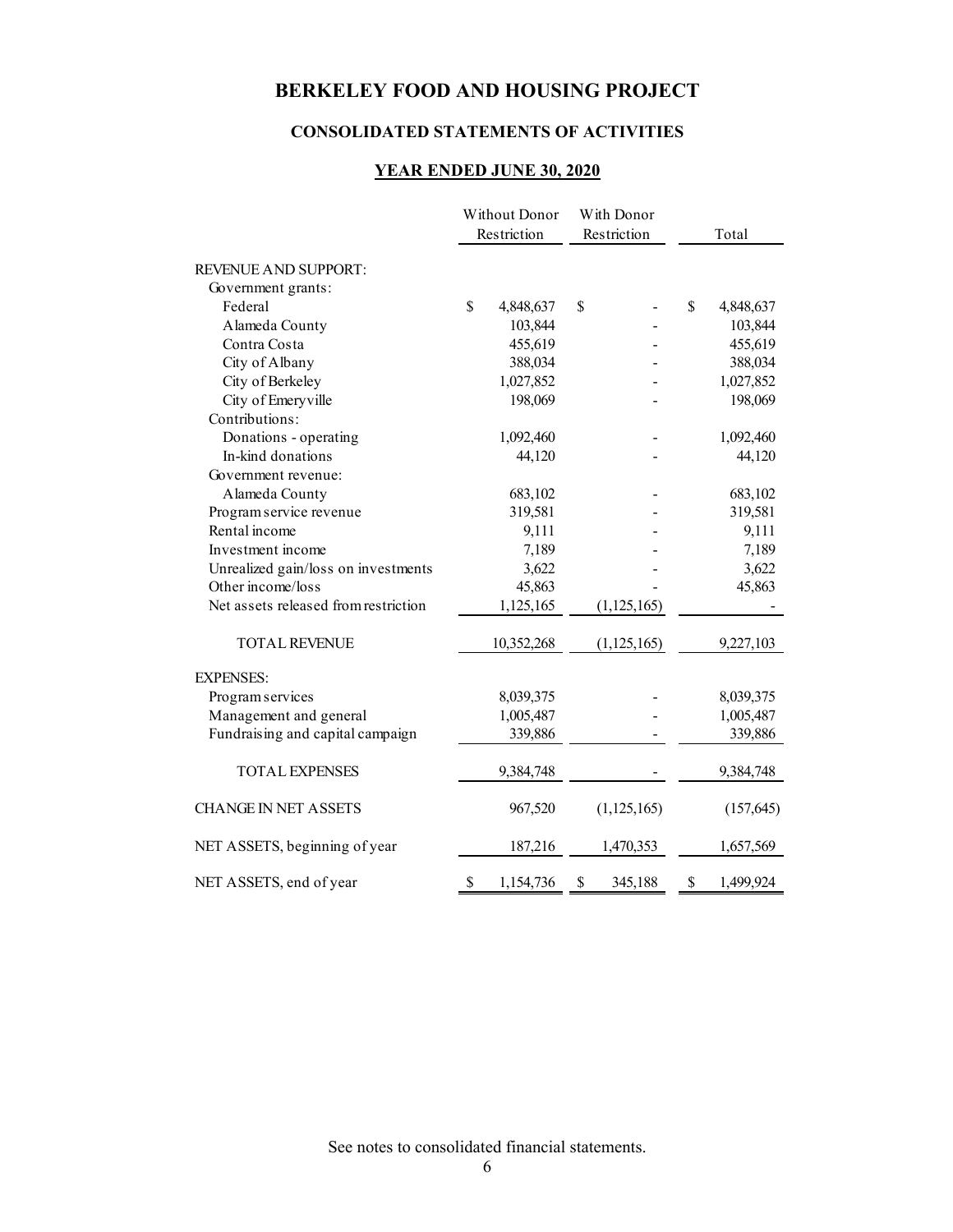# BERKELEY FOOD AND HOUSING PROJECT

## CONSOLIDATED STATEMENTS OF ACTIVITIES

### YEAR ENDED JUNE 30, 2020

| | Without Donor Restriction | With Donor Restriction | Total |
|---|---|---|---|
| REVENUE AND SUPPORT: | | | |
| Government grants: | | | |
| Federal | $ 4,848,637 | $ - | $ 4,848,637 |
| Alameda County | 103,844 | - | 103,844 |
| Contra Costa | 455,619 | - | 455,619 |
| City of Albany | 388,034 | - | 388,034 |
| City of Berkeley | 1,027,852 | - | 1,027,852 |
| City of Emeryville | 198,069 | - | 198,069 |
| Contributions: | | | |
| Donations - operating | 1,092,460 | - | 1,092,460 |
| In-kind donations | 44,120 | - | 44,120 |
| Government revenue: | | | |
| Alameda County | 683,102 | - | 683,102 |
| Program service revenue | 319,581 | - | 319,581 |
| Rental income | 9,111 | - | 9,111 |
| Investment income | 7,189 | - | 7,189 |
| Unrealized gain/loss on investments | 3,622 | - | 3,622 |
| Other income/loss | 45,863 | - | 45,863 |
| Net assets released from restriction | 1,125,165 | (1,125,165) | - |
| TOTAL REVENUE | 10,352,268 | (1,125,165) | 9,227,103 |
| EXPENSES: | | | |
| Program services | 8,039,375 | - | 8,039,375 |
| Management and general | 1,005,487 | - | 1,005,487 |
| Fundraising and capital campaign | 339,886 | - | 339,886 |
| TOTAL EXPENSES | 9,384,748 | - | 9,384,748 |
| CHANGE IN NET ASSETS | 967,520 | (1,125,165) | (157,645) |
| NET ASSETS, beginning of year | 187,216 | 1,470,353 | 1,657,569 |
| NET ASSETS, end of year | $ 1,154,736 | $ 345,188 | $ 1,499,924 |

See notes to consolidated financial statements.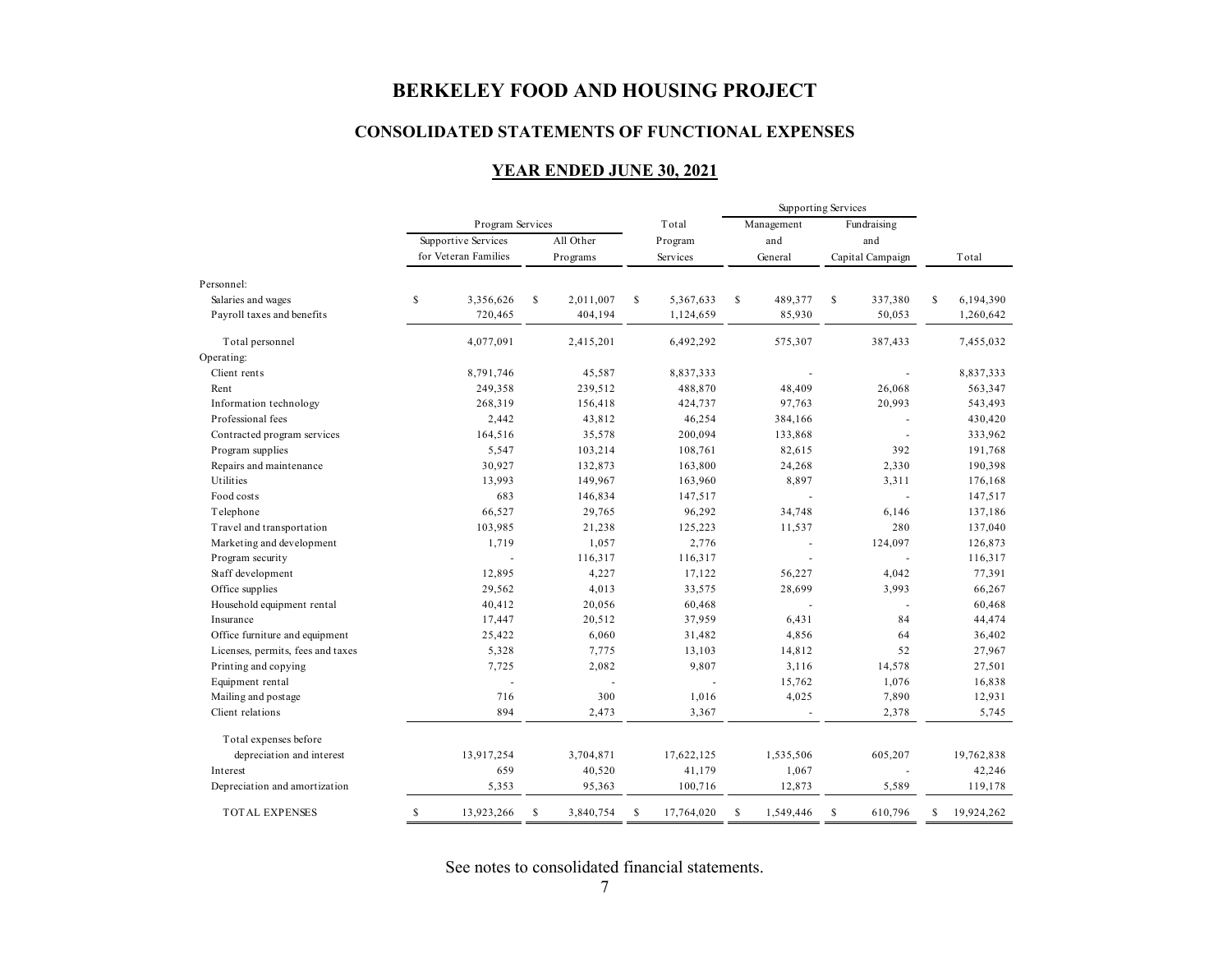# BERKELEY FOOD AND HOUSING PROJECT

## CONSOLIDATED STATEMENTS OF FUNCTIONAL EXPENSES

### YEAR ENDED JUNE 30, 2021

| | Program Services | | Total | Supporting Services | | |
|---|---|---|---|---|---|---|
| | Supportive Services for Veteran Families | All Other Programs | Program Services | Management and General | Fundraising and Capital Campaign | Total |
| Personnel: | | | | | | |
| Salaries and wages | $ 3,356,626 | $ 2,011,007 | $ 5,367,633 | $ 489,377 | $ 337,380 | $ 6,194,390 |
| Payroll taxes and benefits | 720,465 | 404,194 | 1,124,659 | 85,930 | 50,053 | 1,260,642 |
| Total personnel | 4,077,091 | 2,415,201 | 6,492,292 | 575,307 | 387,433 | 7,455,032 |
| Operating: | | | | | | |
| Client rents | 8,791,746 | 45,587 | 8,837,333 | - | - | 8,837,333 |
| Rent | 249,358 | 239,512 | 488,870 | 48,409 | 26,068 | 563,347 |
| Information technology | 268,319 | 156,418 | 424,737 | 97,763 | 20,993 | 543,493 |
| Professional fees | 2,442 | 43,812 | 46,254 | 384,166 | - | 430,420 |
| Contracted program services | 164,516 | 35,578 | 200,094 | 133,868 | - | 333,962 |
| Program supplies | 5,547 | 103,214 | 108,761 | 82,615 | 392 | 191,768 |
| Repairs and maintenance | 30,927 | 132,873 | 163,800 | 24,268 | 2,330 | 190,398 |
| Utilities | 13,993 | 149,967 | 163,960 | 8,897 | 3,311 | 176,168 |
| Food costs | 683 | 146,834 | 147,517 | - | - | 147,517 |
| Telephone | 66,527 | 29,765 | 96,292 | 34,748 | 6,146 | 137,186 |
| Travel and transportation | 103,985 | 21,238 | 125,223 | 11,537 | 280 | 137,040 |
| Marketing and development | 1,719 | 1,057 | 2,776 | - | 124,097 | 126,873 |
| Program security | - | 116,317 | 116,317 | - | - | 116,317 |
| Staff development | 12,895 | 4,227 | 17,122 | 56,227 | 4,042 | 77,391 |
| Office supplies | 29,562 | 4,013 | 33,575 | 28,699 | 3,993 | 66,267 |
| Household equipment rental | 40,412 | 20,056 | 60,468 | - | - | 60,468 |
| Insurance | 17,447 | 20,512 | 37,959 | 6,431 | 84 | 44,474 |
| Office furniture and equipment | 25,422 | 6,060 | 31,482 | 4,856 | 64 | 36,402 |
| Licenses, permits, fees and taxes | 5,328 | 7,775 | 13,103 | 14,812 | 52 | 27,967 |
| Printing and copying | 7,725 | 2,082 | 9,807 | 3,116 | 14,578 | 27,501 |
| Equipment rental | - | - | - | 15,762 | 1,076 | 16,838 |
| Mailing and postage | 716 | 300 | 1,016 | 4,025 | 7,890 | 12,931 |
| Client relations | 894 | 2,473 | 3,367 | - | 2,378 | 5,745 |
| Total expenses before depreciation and interest | 13,917,254 | 3,704,871 | 17,622,125 | 1,535,506 | 605,207 | 19,762,838 |
| Interest | 659 | 40,520 | 41,179 | 1,067 | - | 42,246 |
| Depreciation and amortization | 5,353 | 95,363 | 100,716 | 12,873 | 5,589 | 119,178 |
| TOTAL EXPENSES | $ 13,923,266 | $ 3,840,754 | $ 17,764,020 | $ 1,549,446 | $ 610,796 | $ 19,924,262 |

See notes to consolidated financial statements.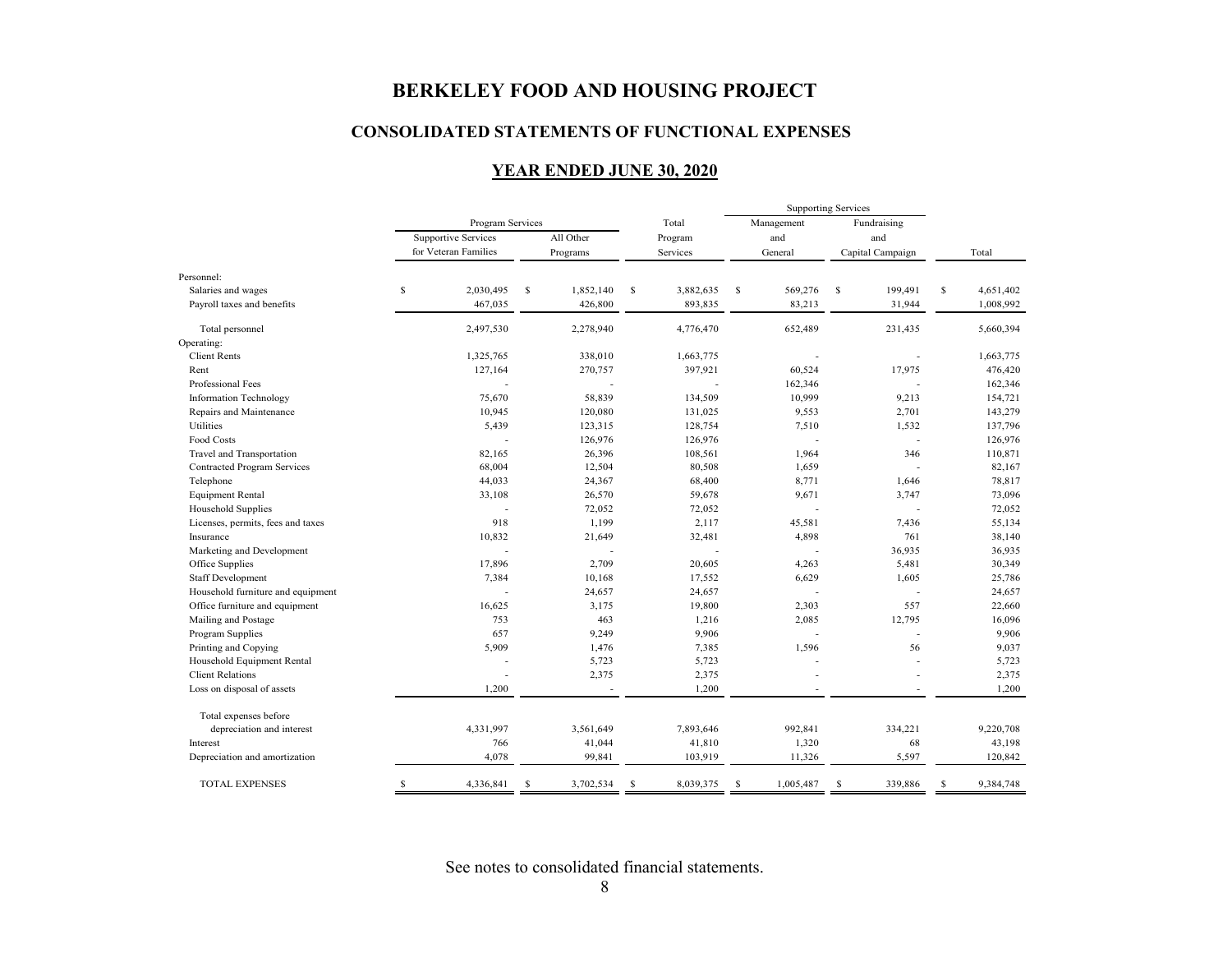# BERKELEY FOOD AND HOUSING PROJECT

## CONSOLIDATED STATEMENTS OF FUNCTIONAL EXPENSES

### YEAR ENDED JUNE 30, 2020

| | Program Services | | Total | Supporting Services | | |
|---|---|---|---|---|---|---|
| | Supportive Services for Veteran Families | All Other Programs | Total Program Services | Management and General | Fundraising and Capital Campaign | Total |
| Personnel: | | | | | | |
| Salaries and wages | $ 2,030,495 | $ 1,852,140 | $ 3,882,635 | $ 569,276 | $ 199,491 | $ 4,651,402 |
| Payroll taxes and benefits | 467,035 | 426,800 | 893,835 | 83,213 | 31,944 | 1,008,992 |
| Total personnel | 2,497,530 | 2,278,940 | 4,776,470 | 652,489 | 231,435 | 5,660,394 |
| Operating: | | | | | | |
| Client Rents | 1,325,765 | 338,010 | 1,663,775 | - | - | 1,663,775 |
| Rent | 127,164 | 270,757 | 397,921 | 60,524 | 17,975 | 476,420 |
| Professional Fees | - | - | - | 162,346 | - | 162,346 |
| Information Technology | 75,670 | 58,839 | 134,509 | 10,999 | 9,213 | 154,721 |
| Repairs and Maintenance | 10,945 | 120,080 | 131,025 | 9,553 | 2,701 | 143,279 |
| Utilities | 5,439 | 123,315 | 128,754 | 7,510 | 1,532 | 137,796 |
| Food Costs | - | 126,976 | 126,976 | - | - | 126,976 |
| Travel and Transportation | 82,165 | 26,396 | 108,561 | 1,964 | 346 | 110,871 |
| Contracted Program Services | 68,004 | 12,504 | 80,508 | 1,659 | - | 82,167 |
| Telephone | 44,033 | 24,367 | 68,400 | 8,771 | 1,646 | 78,817 |
| Equipment Rental | 33,108 | 26,570 | 59,678 | 9,671 | 3,747 | 73,096 |
| Household Supplies | - | 72,052 | 72,052 | - | - | 72,052 |
| Licenses, permits, fees and taxes | 918 | 1,199 | 2,117 | 45,581 | 7,436 | 55,134 |
| Insurance | 10,832 | 21,649 | 32,481 | 4,898 | 761 | 38,140 |
| Marketing and Development | - | - | - | - | 36,935 | 36,935 |
| Office Supplies | 17,896 | 2,709 | 20,605 | 4,263 | 5,481 | 30,349 |
| Staff Development | 7,384 | 10,168 | 17,552 | 6,629 | 1,605 | 25,786 |
| Household furniture and equipment | - | 24,657 | 24,657 | - | - | 24,657 |
| Office furniture and equipment | 16,625 | 3,175 | 19,800 | 2,303 | 557 | 22,660 |
| Mailing and Postage | 753 | 463 | 1,216 | 2,085 | 12,795 | 16,096 |
| Program Supplies | 657 | 9,249 | 9,906 | - | - | 9,906 |
| Printing and Copying | 5,909 | 1,476 | 7,385 | 1,596 | 56 | 9,037 |
| Household Equipment Rental | - | 5,723 | 5,723 | - | - | 5,723 |
| Client Relations | - | 2,375 | 2,375 | - | - | 2,375 |
| Loss on disposal of assets | 1,200 | - | 1,200 | - | - | 1,200 |
| Total expenses before depreciation and interest | 4,331,997 | 3,561,649 | 7,893,646 | 992,841 | 334,221 | 9,220,708 |
| Interest | 766 | 41,044 | 41,810 | 1,320 | 68 | 43,198 |
| Depreciation and amortization | 4,078 | 99,841 | 103,919 | 11,326 | 5,597 | 120,842 |
| TOTAL EXPENSES | $ 4,336,841 | $ 3,702,534 | $ 8,039,375 | $ 1,005,487 | $ 339,886 | $ 9,384,748 |

See notes to consolidated financial statements.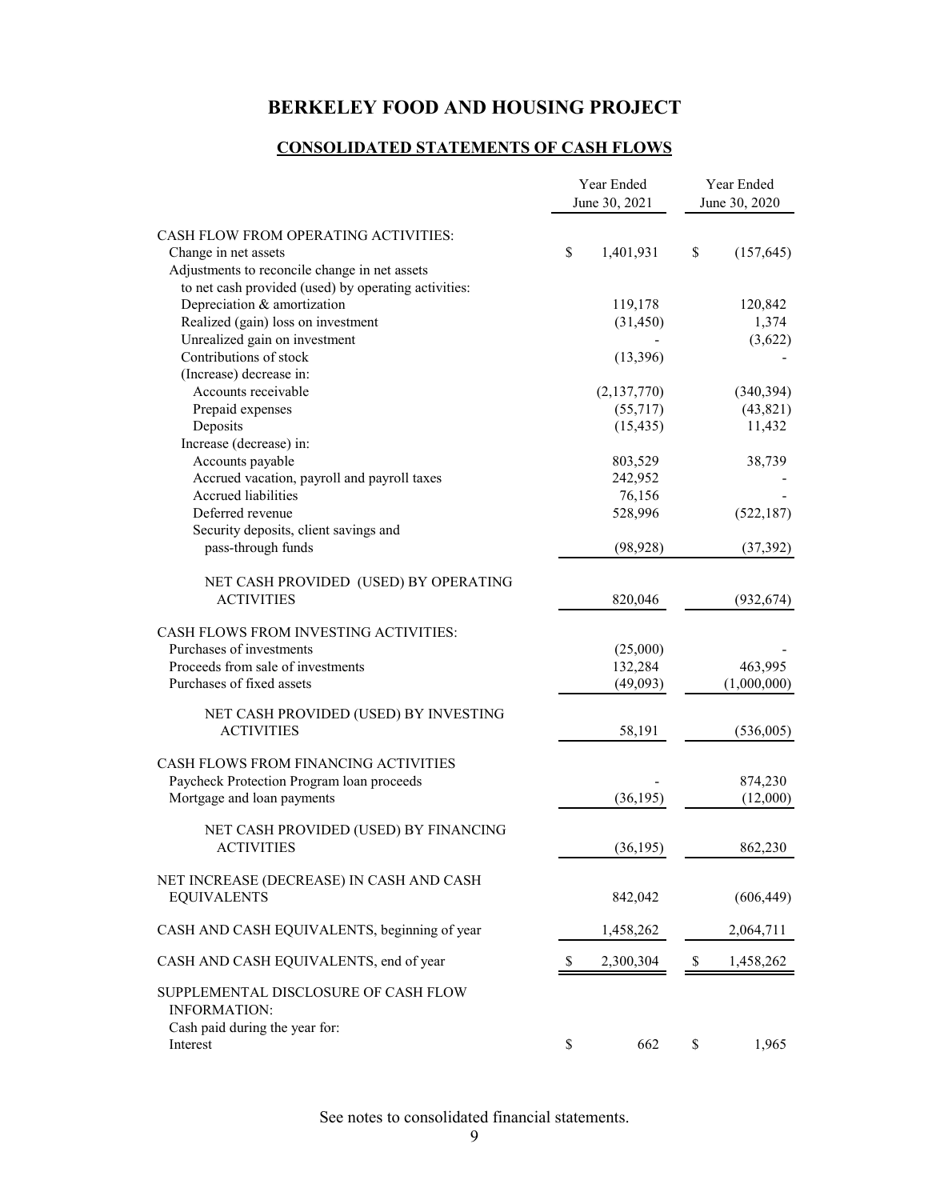# BERKELEY FOOD AND HOUSING PROJECT

## CONSOLIDATED STATEMENTS OF CASH FLOWS

| | Year Ended June 30, 2021 | Year Ended June 30, 2020 |
|---|---|---|
| CASH FLOW FROM OPERATING ACTIVITIES: | | |
| Change in net assets | $ 1,401,931 | $ (157,645) |
| Adjustments to reconcile change in net assets to net cash provided (used) by operating activities: | | |
| Depreciation & amortization | 119,178 | 120,842 |
| Realized (gain) loss on investment | (31,450) | 1,374 |
| Unrealized gain on investment | - | (3,622) |
| Contributions of stock | (13,396) | - |
| (Increase) decrease in: | | |
| Accounts receivable | (2,137,770) | (340,394) |
| Prepaid expenses | (55,717) | (43,821) |
| Deposits | (15,435) | 11,432 |
| Increase (decrease) in: | | |
| Accounts payable | 803,529 | 38,739 |
| Accrued vacation, payroll and payroll taxes | 242,952 | - |
| Accrued liabilities | 76,156 | - |
| Deferred revenue | 528,996 | (522,187) |
| Security deposits, client savings and pass-through funds | (98,928) | (37,392) |
| NET CASH PROVIDED (USED) BY OPERATING ACTIVITIES | 820,046 | (932,674) |
| CASH FLOWS FROM INVESTING ACTIVITIES: | | |
| Purchases of investments | (25,000) | - |
| Proceeds from sale of investments | 132,284 | 463,995 |
| Purchases of fixed assets | (49,093) | (1,000,000) |
| NET CASH PROVIDED (USED) BY INVESTING ACTIVITIES | 58,191 | (536,005) |
| CASH FLOWS FROM FINANCING ACTIVITIES | | |
| Paycheck Protection Program loan proceeds | - | 874,230 |
| Mortgage and loan payments | (36,195) | (12,000) |
| NET CASH PROVIDED (USED) BY FINANCING ACTIVITIES | (36,195) | 862,230 |
| NET INCREASE (DECREASE) IN CASH AND CASH EQUIVALENTS | 842,042 | (606,449) |
| CASH AND CASH EQUIVALENTS, beginning of year | 1,458,262 | 2,064,711 |
| CASH AND CASH EQUIVALENTS, end of year | $ 2,300,304 | $ 1,458,262 |
| SUPPLEMENTAL DISCLOSURE OF CASH FLOW INFORMATION: | | |
| Cash paid during the year for: | | |
| Interest | $ 662 | $ 1,965 |

See notes to consolidated financial statements.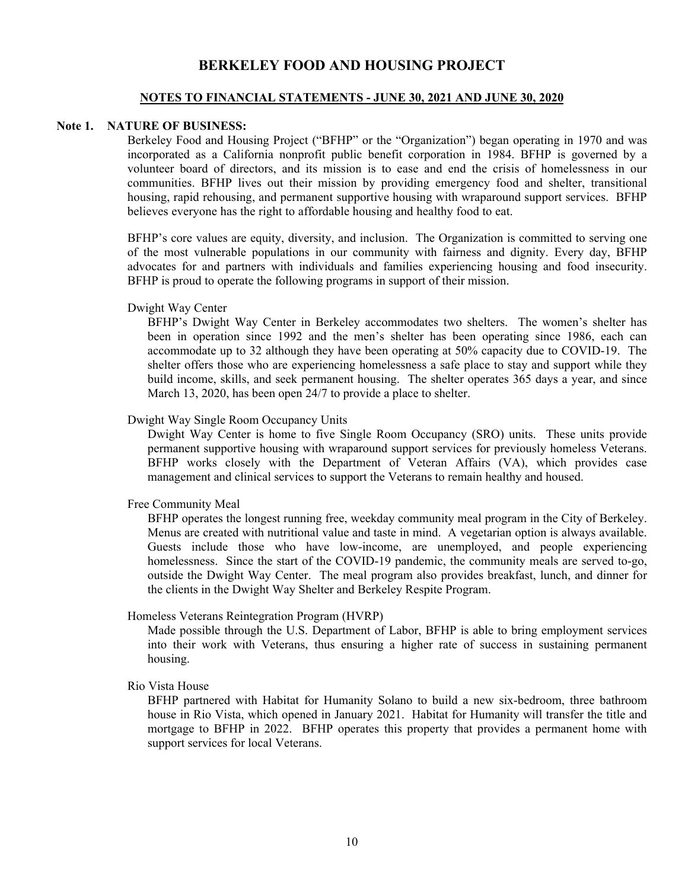# BERKELEY FOOD AND HOUSING PROJECT

## NOTES TO FINANCIAL STATEMENTS - JUNE 30, 2021 AND JUNE 30, 2020

### Note 1. NATURE OF BUSINESS:

Berkeley Food and Housing Project ("BFHP" or the "Organization") began operating in 1970 and was incorporated as a California nonprofit public benefit corporation in 1984. BFHP is governed by a volunteer board of directors, and its mission is to ease and end the crisis of homelessness in our communities. BFHP lives out their mission by providing emergency food and shelter, transitional housing, rapid rehousing, and permanent supportive housing with wraparound support services. BFHP believes everyone has the right to affordable housing and healthy food to eat.

BFHP's core values are equity, diversity, and inclusion. The Organization is committed to serving one of the most vulnerable populations in our community with fairness and dignity. Every day, BFHP advocates for and partners with individuals and families experiencing housing and food insecurity. BFHP is proud to operate the following programs in support of their mission.

Dwight Way Center

BFHP's Dwight Way Center in Berkeley accommodates two shelters. The women's shelter has been in operation since 1992 and the men's shelter has been operating since 1986, each can accommodate up to 32 although they have been operating at 50% capacity due to COVID-19. The shelter offers those who are experiencing homelessness a safe place to stay and support while they build income, skills, and seek permanent housing. The shelter operates 365 days a year, and since March 13, 2020, has been open 24/7 to provide a place to shelter.

Dwight Way Single Room Occupancy Units

Dwight Way Center is home to five Single Room Occupancy (SRO) units. These units provide permanent supportive housing with wraparound support services for previously homeless Veterans. BFHP works closely with the Department of Veteran Affairs (VA), which provides case management and clinical services to support the Veterans to remain healthy and housed.

Free Community Meal

BFHP operates the longest running free, weekday community meal program in the City of Berkeley. Menus are created with nutritional value and taste in mind. A vegetarian option is always available. Guests include those who have low-income, are unemployed, and people experiencing homelessness. Since the start of the COVID-19 pandemic, the community meals are served to-go, outside the Dwight Way Center. The meal program also provides breakfast, lunch, and dinner for the clients in the Dwight Way Shelter and Berkeley Respite Program.

Homeless Veterans Reintegration Program (HVRP)

Made possible through the U.S. Department of Labor, BFHP is able to bring employment services into their work with Veterans, thus ensuring a higher rate of success in sustaining permanent housing.

Rio Vista House

BFHP partnered with Habitat for Humanity Solano to build a new six-bedroom, three bathroom house in Rio Vista, which opened in January 2021. Habitat for Humanity will transfer the title and mortgage to BFHP in 2022. BFHP operates this property that provides a permanent home with support services for local Veterans.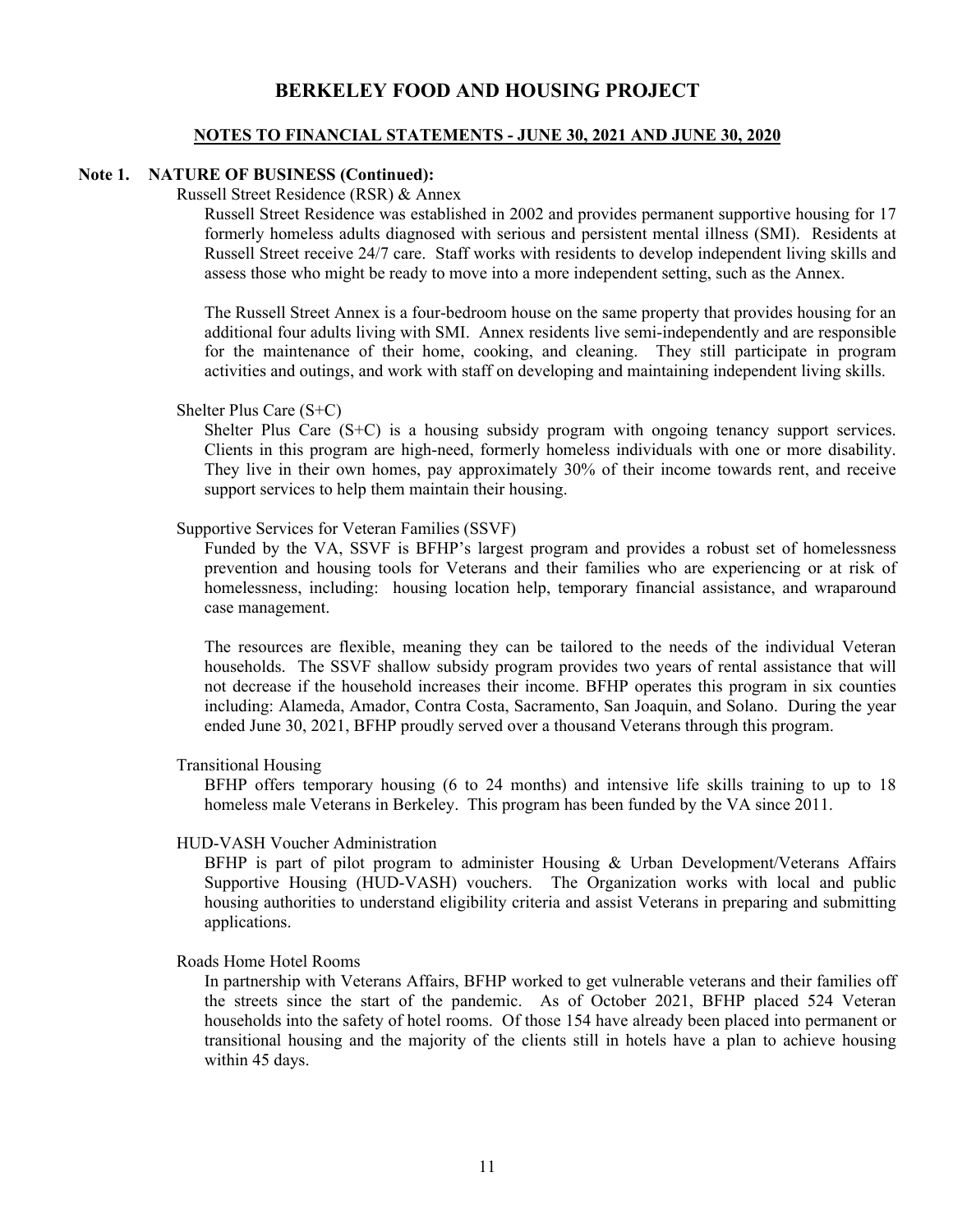# BERKELEY FOOD AND HOUSING PROJECT

## NOTES TO FINANCIAL STATEMENTS - JUNE 30, 2021 AND JUNE 30, 2020

### Note 1. NATURE OF BUSINESS (Continued):

Russell Street Residence (RSR) & Annex

Russell Street Residence was established in 2002 and provides permanent supportive housing for 17 formerly homeless adults diagnosed with serious and persistent mental illness (SMI). Residents at Russell Street receive 24/7 care. Staff works with residents to develop independent living skills and assess those who might be ready to move into a more independent setting, such as the Annex.

The Russell Street Annex is a four-bedroom house on the same property that provides housing for an additional four adults living with SMI. Annex residents live semi-independently and are responsible for the maintenance of their home, cooking, and cleaning. They still participate in program activities and outings, and work with staff on developing and maintaining independent living skills.

Shelter Plus Care (S+C)

Shelter Plus Care (S+C) is a housing subsidy program with ongoing tenancy support services. Clients in this program are high-need, formerly homeless individuals with one or more disability. They live in their own homes, pay approximately 30% of their income towards rent, and receive support services to help them maintain their housing.

Supportive Services for Veteran Families (SSVF)

Funded by the VA, SSVF is BFHP's largest program and provides a robust set of homelessness prevention and housing tools for Veterans and their families who are experiencing or at risk of homelessness, including: housing location help, temporary financial assistance, and wraparound case management.

The resources are flexible, meaning they can be tailored to the needs of the individual Veteran households. The SSVF shallow subsidy program provides two years of rental assistance that will not decrease if the household increases their income. BFHP operates this program in six counties including: Alameda, Amador, Contra Costa, Sacramento, San Joaquin, and Solano. During the year ended June 30, 2021, BFHP proudly served over a thousand Veterans through this program.

Transitional Housing

BFHP offers temporary housing (6 to 24 months) and intensive life skills training to up to 18 homeless male Veterans in Berkeley. This program has been funded by the VA since 2011.

HUD-VASH Voucher Administration

BFHP is part of pilot program to administer Housing & Urban Development/Veterans Affairs Supportive Housing (HUD-VASH) vouchers. The Organization works with local and public housing authorities to understand eligibility criteria and assist Veterans in preparing and submitting applications.

Roads Home Hotel Rooms

In partnership with Veterans Affairs, BFHP worked to get vulnerable veterans and their families off the streets since the start of the pandemic. As of October 2021, BFHP placed 524 Veteran households into the safety of hotel rooms. Of those 154 have already been placed into permanent or transitional housing and the majority of the clients still in hotels have a plan to achieve housing within 45 days.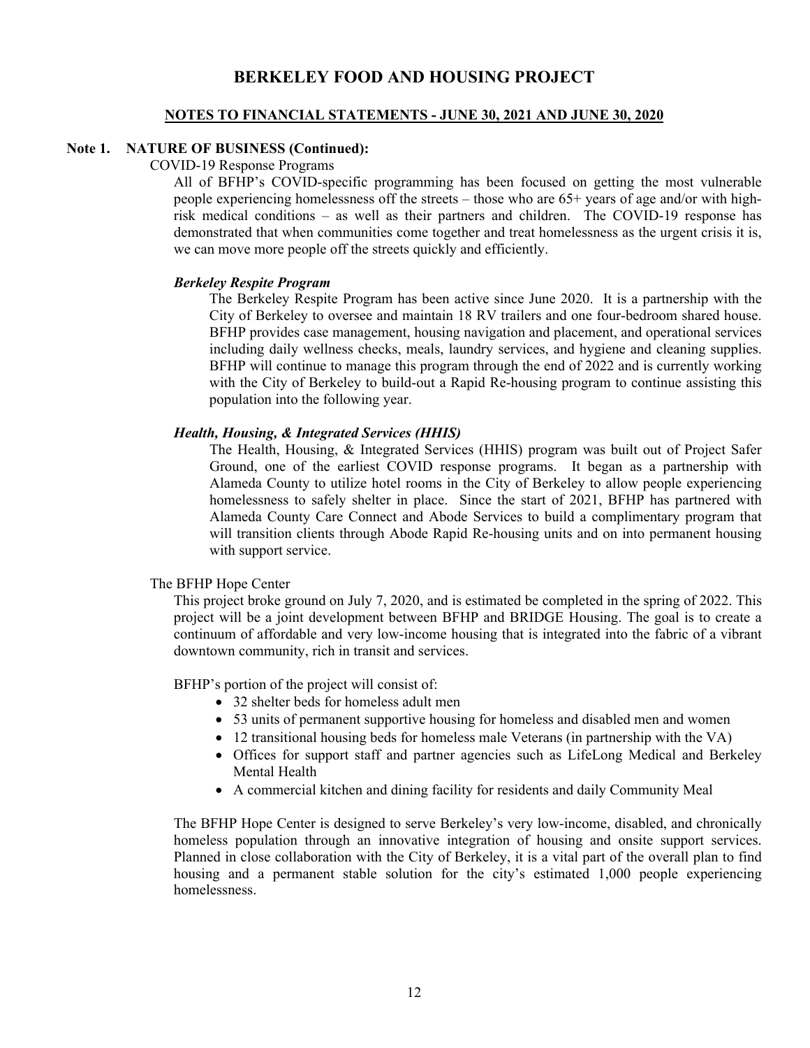# BERKELEY FOOD AND HOUSING PROJECT

## NOTES TO FINANCIAL STATEMENTS - JUNE 30, 2021 AND JUNE 30, 2020

### Note 1. NATURE OF BUSINESS (Continued):

COVID-19 Response Programs

All of BFHP's COVID-specific programming has been focused on getting the most vulnerable people experiencing homelessness off the streets – those who are 65+ years of age and/or with high-risk medical conditions – as well as their partners and children. The COVID-19 response has demonstrated that when communities come together and treat homelessness as the urgent crisis it is, we can move more people off the streets quickly and efficiently.

***Berkeley Respite Program***

The Berkeley Respite Program has been active since June 2020. It is a partnership with the City of Berkeley to oversee and maintain 18 RV trailers and one four-bedroom shared house. BFHP provides case management, housing navigation and placement, and operational services including daily wellness checks, meals, laundry services, and hygiene and cleaning supplies. BFHP will continue to manage this program through the end of 2022 and is currently working with the City of Berkeley to build-out a Rapid Re-housing program to continue assisting this population into the following year.

***Health, Housing, & Integrated Services (HHIS)***

The Health, Housing, & Integrated Services (HHIS) program was built out of Project Safer Ground, one of the earliest COVID response programs. It began as a partnership with Alameda County to utilize hotel rooms in the City of Berkeley to allow people experiencing homelessness to safely shelter in place. Since the start of 2021, BFHP has partnered with Alameda County Care Connect and Abode Services to build a complimentary program that will transition clients through Abode Rapid Re-housing units and on into permanent housing with support service.

The BFHP Hope Center

This project broke ground on July 7, 2020, and is estimated be completed in the spring of 2022. This project will be a joint development between BFHP and BRIDGE Housing. The goal is to create a continuum of affordable and very low-income housing that is integrated into the fabric of a vibrant downtown community, rich in transit and services.

BFHP's portion of the project will consist of:

- 32 shelter beds for homeless adult men
- 53 units of permanent supportive housing for homeless and disabled men and women
- 12 transitional housing beds for homeless male Veterans (in partnership with the VA)
- Offices for support staff and partner agencies such as LifeLong Medical and Berkeley Mental Health
- A commercial kitchen and dining facility for residents and daily Community Meal

The BFHP Hope Center is designed to serve Berkeley's very low-income, disabled, and chronically homeless population through an innovative integration of housing and onsite support services. Planned in close collaboration with the City of Berkeley, it is a vital part of the overall plan to find housing and a permanent stable solution for the city's estimated 1,000 people experiencing homelessness.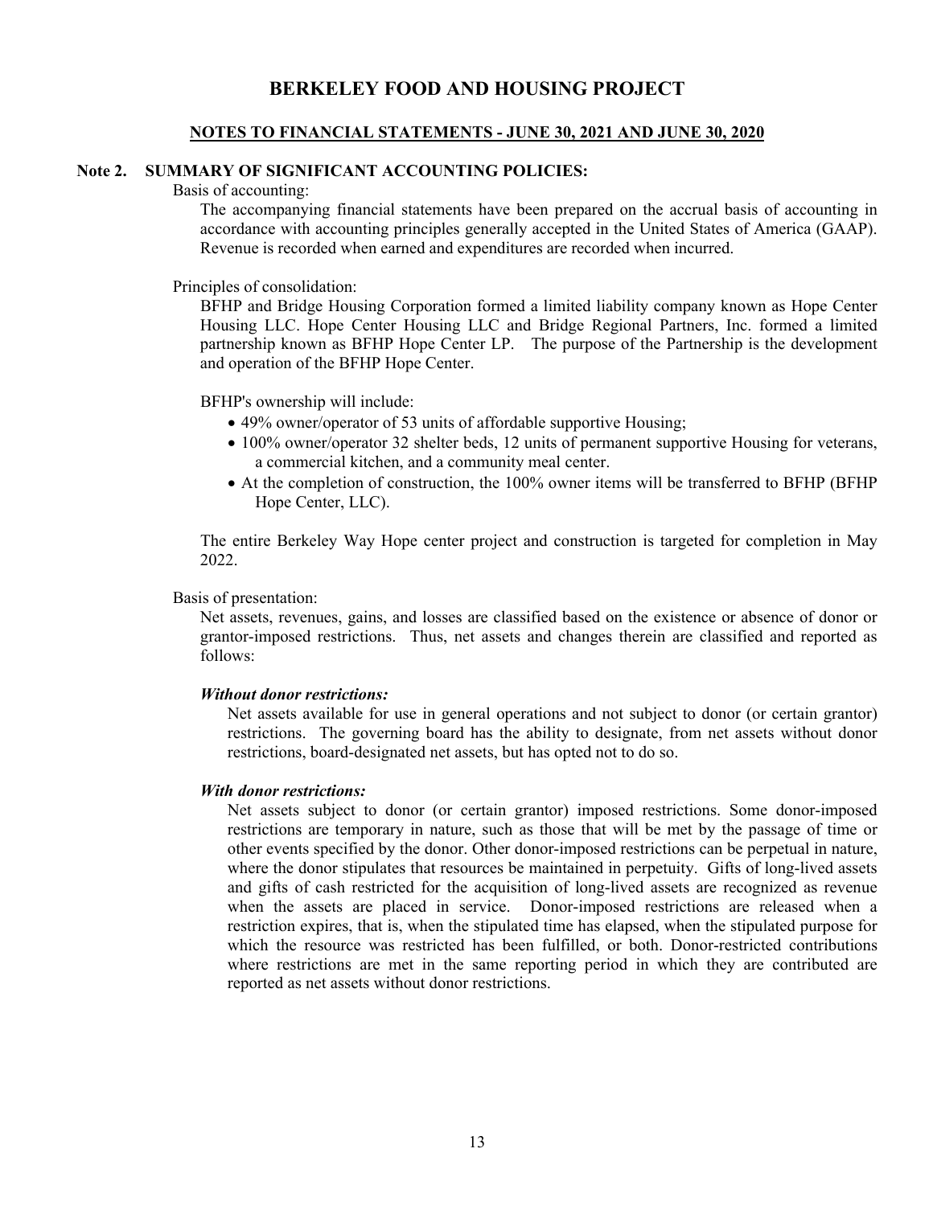# BERKELEY FOOD AND HOUSING PROJECT

## NOTES TO FINANCIAL STATEMENTS - JUNE 30, 2021 AND JUNE 30, 2020

### Note 2. SUMMARY OF SIGNIFICANT ACCOUNTING POLICIES:

Basis of accounting:

The accompanying financial statements have been prepared on the accrual basis of accounting in accordance with accounting principles generally accepted in the United States of America (GAAP). Revenue is recorded when earned and expenditures are recorded when incurred.

Principles of consolidation:

BFHP and Bridge Housing Corporation formed a limited liability company known as Hope Center Housing LLC. Hope Center Housing LLC and Bridge Regional Partners, Inc. formed a limited partnership known as BFHP Hope Center LP. The purpose of the Partnership is the development and operation of the BFHP Hope Center.

BFHP's ownership will include:

- 49% owner/operator of 53 units of affordable supportive Housing;
- 100% owner/operator 32 shelter beds, 12 units of permanent supportive Housing for veterans, a commercial kitchen, and a community meal center.
- At the completion of construction, the 100% owner items will be transferred to BFHP (BFHP Hope Center, LLC).

The entire Berkeley Way Hope center project and construction is targeted for completion in May 2022.

Basis of presentation:

Net assets, revenues, gains, and losses are classified based on the existence or absence of donor or grantor-imposed restrictions. Thus, net assets and changes therein are classified and reported as follows:

***Without donor restrictions:***

Net assets available for use in general operations and not subject to donor (or certain grantor) restrictions. The governing board has the ability to designate, from net assets without donor restrictions, board-designated net assets, but has opted not to do so.

***With donor restrictions:***

Net assets subject to donor (or certain grantor) imposed restrictions. Some donor-imposed restrictions are temporary in nature, such as those that will be met by the passage of time or other events specified by the donor. Other donor-imposed restrictions can be perpetual in nature, where the donor stipulates that resources be maintained in perpetuity. Gifts of long-lived assets and gifts of cash restricted for the acquisition of long-lived assets are recognized as revenue when the assets are placed in service. Donor-imposed restrictions are released when a restriction expires, that is, when the stipulated time has elapsed, when the stipulated purpose for which the resource was restricted has been fulfilled, or both. Donor-restricted contributions where restrictions are met in the same reporting period in which they are contributed are reported as net assets without donor restrictions.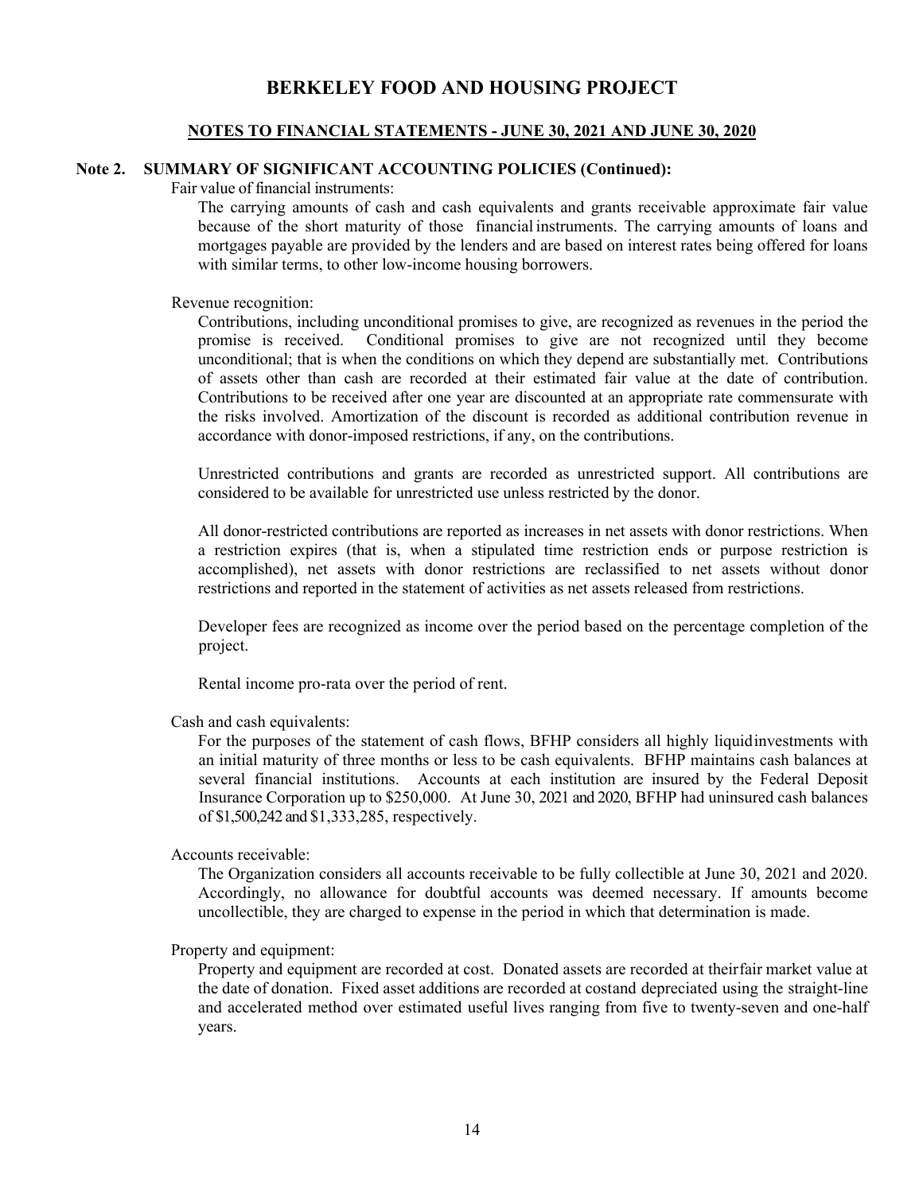# BERKELEY FOOD AND HOUSING PROJECT

## NOTES TO FINANCIAL STATEMENTS - JUNE 30, 2021 AND JUNE 30, 2020

### Note 2. SUMMARY OF SIGNIFICANT ACCOUNTING POLICIES (Continued):

Fair value of financial instruments:

The carrying amounts of cash and cash equivalents and grants receivable approximate fair value because of the short maturity of those financial instruments. The carrying amounts of loans and mortgages payable are provided by the lenders and are based on interest rates being offered for loans with similar terms, to other low-income housing borrowers.

Revenue recognition:

Contributions, including unconditional promises to give, are recognized as revenues in the period the promise is received. Conditional promises to give are not recognized until they become unconditional; that is when the conditions on which they depend are substantially met. Contributions of assets other than cash are recorded at their estimated fair value at the date of contribution. Contributions to be received after one year are discounted at an appropriate rate commensurate with the risks involved. Amortization of the discount is recorded as additional contribution revenue in accordance with donor-imposed restrictions, if any, on the contributions.

Unrestricted contributions and grants are recorded as unrestricted support. All contributions are considered to be available for unrestricted use unless restricted by the donor.

All donor-restricted contributions are reported as increases in net assets with donor restrictions. When a restriction expires (that is, when a stipulated time restriction ends or purpose restriction is accomplished), net assets with donor restrictions are reclassified to net assets without donor restrictions and reported in the statement of activities as net assets released from restrictions.

Developer fees are recognized as income over the period based on the percentage completion of the project.

Rental income pro-rata over the period of rent.

Cash and cash equivalents:

For the purposes of the statement of cash flows, BFHP considers all highly liquid investments with an initial maturity of three months or less to be cash equivalents. BFHP maintains cash balances at several financial institutions. Accounts at each institution are insured by the Federal Deposit Insurance Corporation up to $250,000. At June 30, 2021 and 2020, BFHP had uninsured cash balances of $1,500,242 and $1,333,285, respectively.

Accounts receivable:

The Organization considers all accounts receivable to be fully collectible at June 30, 2021 and 2020. Accordingly, no allowance for doubtful accounts was deemed necessary. If amounts become uncollectible, they are charged to expense in the period in which that determination is made.

Property and equipment:

Property and equipment are recorded at cost. Donated assets are recorded at their fair market value at the date of donation. Fixed asset additions are recorded at cost and depreciated using the straight-line and accelerated method over estimated useful lives ranging from five to twenty-seven and one-half years.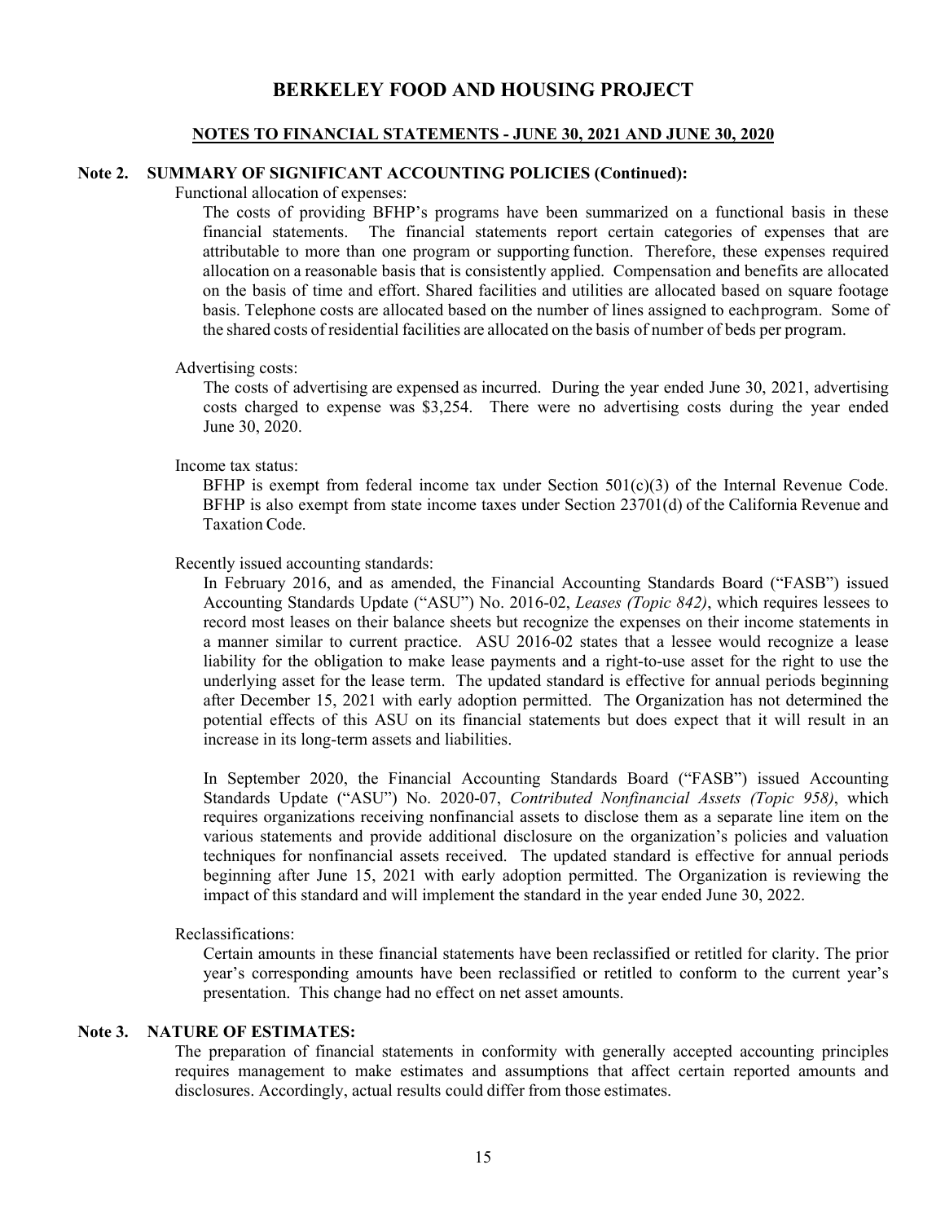# BERKELEY FOOD AND HOUSING PROJECT

**NOTES TO FINANCIAL STATEMENTS - JUNE 30, 2021 AND JUNE 30, 2020**

## Note 2. SUMMARY OF SIGNIFICANT ACCOUNTING POLICIES (Continued):

Functional allocation of expenses:

The costs of providing BFHP's programs have been summarized on a functional basis in these financial statements. The financial statements report certain categories of expenses that are attributable to more than one program or supporting function. Therefore, these expenses required allocation on a reasonable basis that is consistently applied. Compensation and benefits are allocated on the basis of time and effort. Shared facilities and utilities are allocated based on square footage basis. Telephone costs are allocated based on the number of lines assigned to each program. Some of the shared costs of residential facilities are allocated on the basis of number of beds per program.

Advertising costs:

The costs of advertising are expensed as incurred. During the year ended June 30, 2021, advertising costs charged to expense was $3,254. There were no advertising costs during the year ended June 30, 2020.

Income tax status:

BFHP is exempt from federal income tax under Section 501(c)(3) of the Internal Revenue Code. BFHP is also exempt from state income taxes under Section 23701(d) of the California Revenue and Taxation Code.

Recently issued accounting standards:

In February 2016, and as amended, the Financial Accounting Standards Board ("FASB") issued Accounting Standards Update ("ASU") No. 2016-02, *Leases (Topic 842)*, which requires lessees to record most leases on their balance sheets but recognize the expenses on their income statements in a manner similar to current practice. ASU 2016-02 states that a lessee would recognize a lease liability for the obligation to make lease payments and a right-to-use asset for the right to use the underlying asset for the lease term. The updated standard is effective for annual periods beginning after December 15, 2021 with early adoption permitted. The Organization has not determined the potential effects of this ASU on its financial statements but does expect that it will result in an increase in its long-term assets and liabilities.

In September 2020, the Financial Accounting Standards Board ("FASB") issued Accounting Standards Update ("ASU") No. 2020-07, *Contributed Nonfinancial Assets (Topic 958)*, which requires organizations receiving nonfinancial assets to disclose them as a separate line item on the various statements and provide additional disclosure on the organization's policies and valuation techniques for nonfinancial assets received. The updated standard is effective for annual periods beginning after June 15, 2021 with early adoption permitted. The Organization is reviewing the impact of this standard and will implement the standard in the year ended June 30, 2022.

Reclassifications:

Certain amounts in these financial statements have been reclassified or retitled for clarity. The prior year's corresponding amounts have been reclassified or retitled to conform to the current year's presentation. This change had no effect on net asset amounts.

## Note 3. NATURE OF ESTIMATES:

The preparation of financial statements in conformity with generally accepted accounting principles requires management to make estimates and assumptions that affect certain reported amounts and disclosures. Accordingly, actual results could differ from those estimates.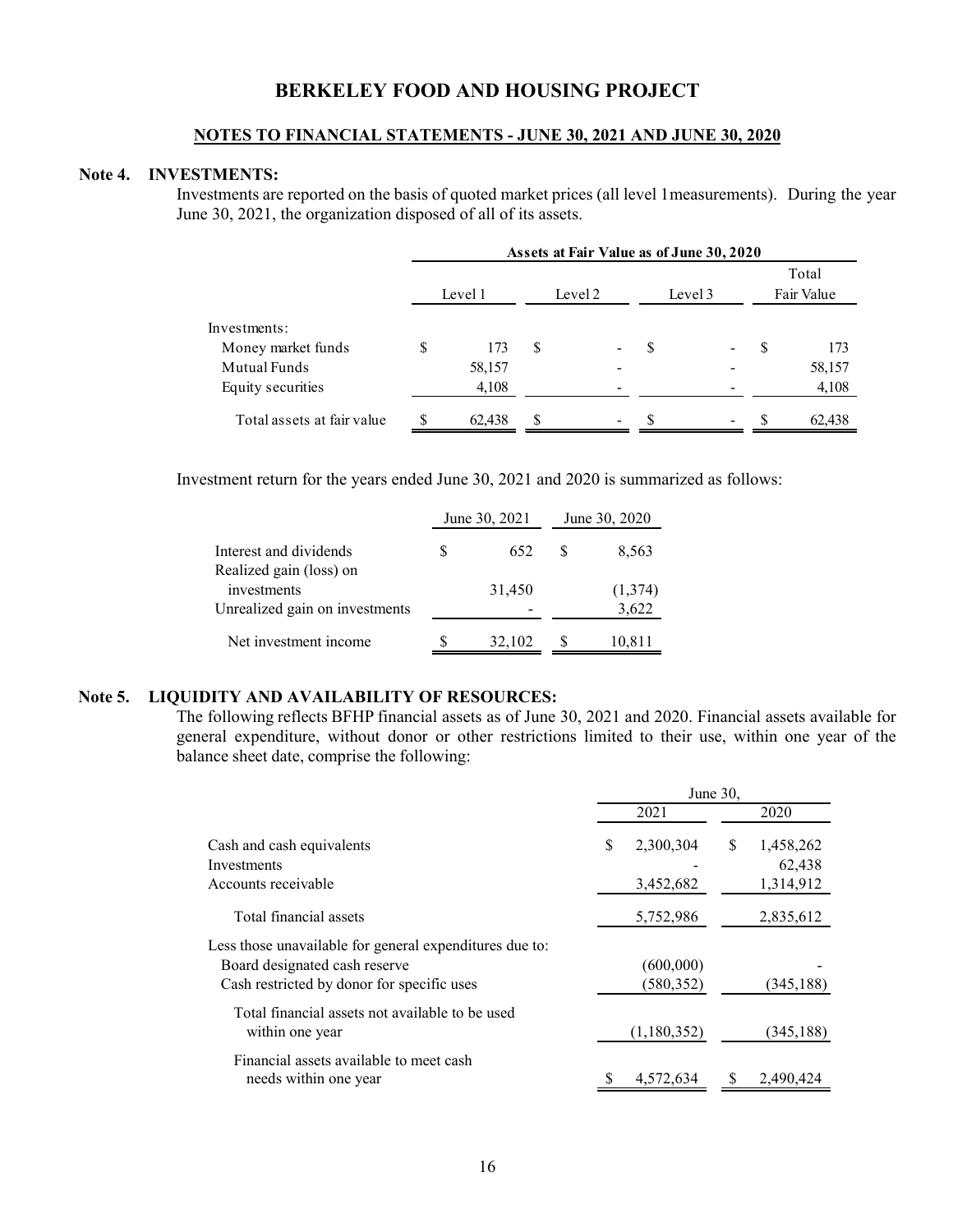# BERKELEY FOOD AND HOUSING PROJECT

**NOTES TO FINANCIAL STATEMENTS - JUNE 30, 2021 AND JUNE 30, 2020**

## Note 4. INVESTMENTS:

Investments are reported on the basis of quoted market prices (all level 1measurements). During the year June 30, 2021, the organization disposed of all of its assets.

| | Assets at Fair Value as of June 30, 2020 | | | |
|---|---|---|---|---|
| | Level 1 | Level 2 | Level 3 | Total Fair Value |
| Investments: | | | | |
| Money market funds | $ 173 | $ - | $ - | $ 173 |
| Mutual Funds | 58,157 | - | - | 58,157 |
| Equity securities | 4,108 | - | - | 4,108 |
| Total assets at fair value | $ 62,438 | $ - | $ - | $ 62,438 |

Investment return for the years ended June 30, 2021 and 2020 is summarized as follows:

| | June 30, 2021 | June 30, 2020 |
|---|---|---|
| Interest and dividends | $ 652 | $ 8,563 |
| Realized gain (loss) on investments | 31,450 | (1,374) |
| Unrealized gain on investments | - | 3,622 |
| Net investment income | $ 32,102 | $ 10,811 |

## Note 5. LIQUIDITY AND AVAILABILITY OF RESOURCES:

The following reflects BFHP financial assets as of June 30, 2021 and 2020. Financial assets available for general expenditure, without donor or other restrictions limited to their use, within one year of the balance sheet date, comprise the following:

| | June 30, | |
|---|---|---|
| | 2021 | 2020 |
| Cash and cash equivalents | $ 2,300,304 | $ 1,458,262 |
| Investments | - | 62,438 |
| Accounts receivable | 3,452,682 | 1,314,912 |
| Total financial assets | 5,752,986 | 2,835,612 |
| Less those unavailable for general expenditures due to: | | |
| Board designated cash reserve | (600,000) | - |
| Cash restricted by donor for specific uses | (580,352) | (345,188) |
| Total financial assets not available to be used within one year | (1,180,352) | (345,188) |
| Financial assets available to meet cash needs within one year | $ 4,572,634 | $ 2,490,424 |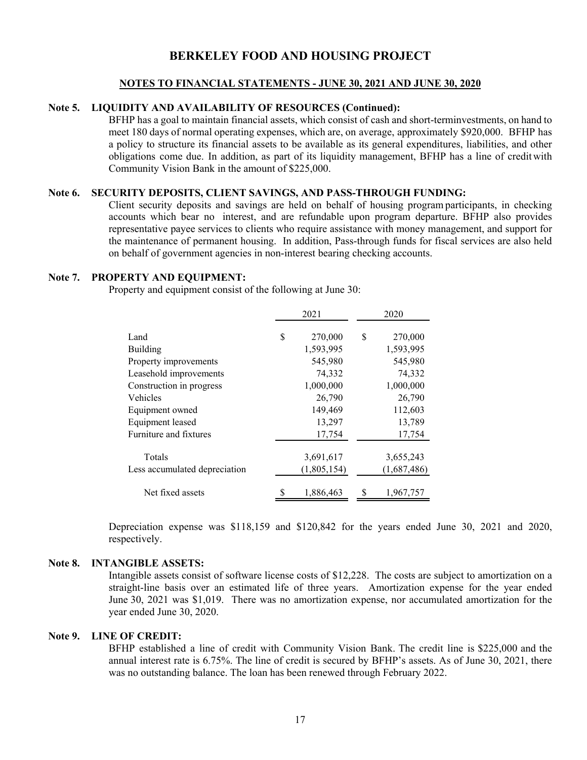# BERKELEY FOOD AND HOUSING PROJECT

**NOTES TO FINANCIAL STATEMENTS - JUNE 30, 2021 AND JUNE 30, 2020**

**Note 5. LIQUIDITY AND AVAILABILITY OF RESOURCES (Continued):**

BFHP has a goal to maintain financial assets, which consist of cash and short-terminvestments, on hand to meet 180 days of normal operating expenses, which are, on average, approximately $920,000. BFHP has a policy to structure its financial assets to be available as its general expenditures, liabilities, and other obligations come due. In addition, as part of its liquidity management, BFHP has a line of credit with Community Vision Bank in the amount of $225,000.

**Note 6. SECURITY DEPOSITS, CLIENT SAVINGS, AND PASS-THROUGH FUNDING:**

Client security deposits and savings are held on behalf of housing program participants, in checking accounts which bear no interest, and are refundable upon program departure. BFHP also provides representative payee services to clients who require assistance with money management, and support for the maintenance of permanent housing. In addition, Pass-through funds for fiscal services are also held on behalf of government agencies in non-interest bearing checking accounts.

**Note 7. PROPERTY AND EQUIPMENT:**

Property and equipment consist of the following at June 30:

| | 2021 | 2020 |
|---|---|---|
| Land | $ 270,000 | $ 270,000 |
| Building | 1,593,995 | 1,593,995 |
| Property improvements | 545,980 | 545,980 |
| Leasehold improvements | 74,332 | 74,332 |
| Construction in progress | 1,000,000 | 1,000,000 |
| Vehicles | 26,790 | 26,790 |
| Equipment owned | 149,469 | 112,603 |
| Equipment leased | 13,297 | 13,789 |
| Furniture and fixtures | 17,754 | 17,754 |
| Totals | 3,691,617 | 3,655,243 |
| Less accumulated depreciation | (1,805,154) | (1,687,486) |
| Net fixed assets | $ 1,886,463 | $ 1,967,757 |

Depreciation expense was $118,159 and $120,842 for the years ended June 30, 2021 and 2020, respectively.

**Note 8. INTANGIBLE ASSETS:**

Intangible assets consist of software license costs of $12,228. The costs are subject to amortization on a straight-line basis over an estimated life of three years. Amortization expense for the year ended June 30, 2021 was $1,019. There was no amortization expense, nor accumulated amortization for the year ended June 30, 2020.

**Note 9. LINE OF CREDIT:**

BFHP established a line of credit with Community Vision Bank. The credit line is $225,000 and the annual interest rate is 6.75%. The line of credit is secured by BFHP's assets. As of June 30, 2021, there was no outstanding balance. The loan has been renewed through February 2022.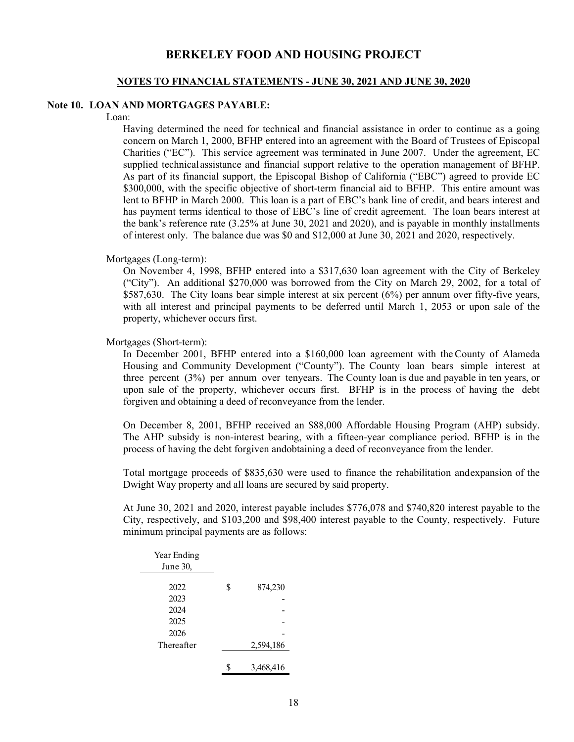# BERKELEY FOOD AND HOUSING PROJECT

## NOTES TO FINANCIAL STATEMENTS - JUNE 30, 2021 AND JUNE 30, 2020

### Note 10. LOAN AND MORTGAGES PAYABLE:

Loan:

Having determined the need for technical and financial assistance in order to continue as a going concern on March 1, 2000, BFHP entered into an agreement with the Board of Trustees of Episcopal Charities ("EC"). This service agreement was terminated in June 2007. Under the agreement, EC supplied technical assistance and financial support relative to the operation management of BFHP. As part of its financial support, the Episcopal Bishop of California ("EBC") agreed to provide EC \$300,000, with the specific objective of short-term financial aid to BFHP. This entire amount was lent to BFHP in March 2000. This loan is a part of EBC's bank line of credit, and bears interest and has payment terms identical to those of EBC's line of credit agreement. The loan bears interest at the bank's reference rate (3.25% at June 30, 2021 and 2020), and is payable in monthly installments of interest only. The balance due was \$0 and \$12,000 at June 30, 2021 and 2020, respectively.

Mortgages (Long-term):

On November 4, 1998, BFHP entered into a \$317,630 loan agreement with the City of Berkeley ("City"). An additional \$270,000 was borrowed from the City on March 29, 2002, for a total of \$587,630. The City loans bear simple interest at six percent (6%) per annum over fifty-five years, with all interest and principal payments to be deferred until March 1, 2053 or upon sale of the property, whichever occurs first.

Mortgages (Short-term):

In December 2001, BFHP entered into a \$160,000 loan agreement with the County of Alameda Housing and Community Development ("County"). The County loan bears simple interest at three percent (3%) per annum over tenyears. The County loan is due and payable in ten years, or upon sale of the property, whichever occurs first. BFHP is in the process of having the debt forgiven and obtaining a deed of reconveyance from the lender.

On December 8, 2001, BFHP received an \$88,000 Affordable Housing Program (AHP) subsidy. The AHP subsidy is non-interest bearing, with a fifteen-year compliance period. BFHP is in the process of having the debt forgiven andobtaining a deed of reconveyance from the lender.

Total mortgage proceeds of \$835,630 were used to finance the rehabilitation andexpansion of the Dwight Way property and all loans are secured by said property.

At June 30, 2021 and 2020, interest payable includes \$776,078 and \$740,820 interest payable to the City, respectively, and \$103,200 and \$98,400 interest payable to the County, respectively. Future minimum principal payments are as follows:

| Year Ending June 30, | | |
|---|---|---|
| 2022 | \$ | 874,230 |
| 2023 | | - |
| 2024 | | - |
| 2025 | | - |
| 2026 | | - |
| Thereafter | | 2,594,186 |
| | \$ | 3,468,416 |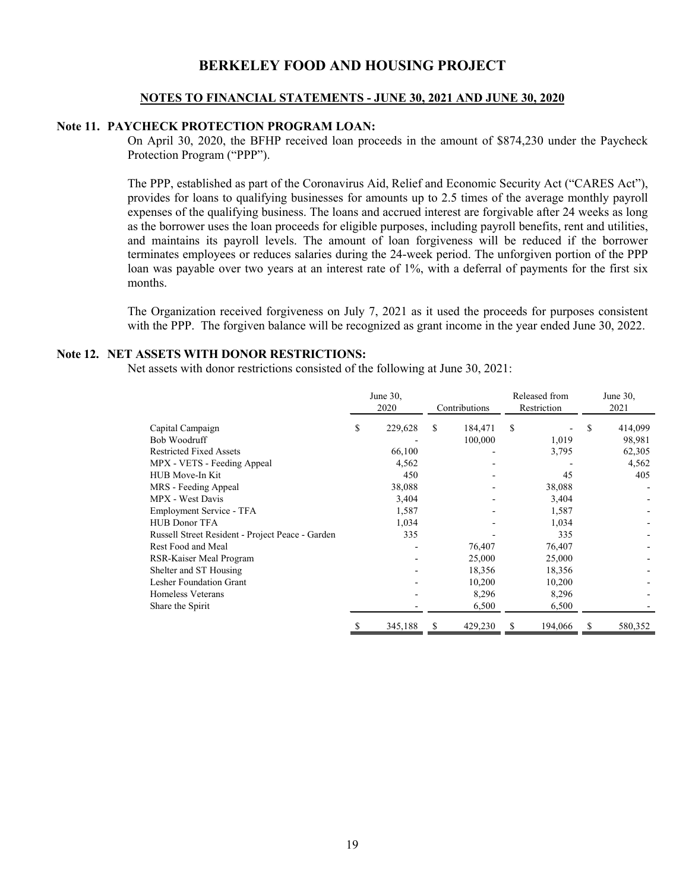# BERKELEY FOOD AND HOUSING PROJECT

## NOTES TO FINANCIAL STATEMENTS - JUNE 30, 2021 AND JUNE 30, 2020

### Note 11. PAYCHECK PROTECTION PROGRAM LOAN:

On April 30, 2020, the BFHP received loan proceeds in the amount of $874,230 under the Paycheck Protection Program ("PPP").

The PPP, established as part of the Coronavirus Aid, Relief and Economic Security Act ("CARES Act"), provides for loans to qualifying businesses for amounts up to 2.5 times of the average monthly payroll expenses of the qualifying business. The loans and accrued interest are forgivable after 24 weeks as long as the borrower uses the loan proceeds for eligible purposes, including payroll benefits, rent and utilities, and maintains its payroll levels. The amount of loan forgiveness will be reduced if the borrower terminates employees or reduces salaries during the 24-week period. The unforgiven portion of the PPP loan was payable over two years at an interest rate of 1%, with a deferral of payments for the first six months.

The Organization received forgiveness on July 7, 2021 as it used the proceeds for purposes consistent with the PPP. The forgiven balance will be recognized as grant income in the year ended June 30, 2022.

### Note 12. NET ASSETS WITH DONOR RESTRICTIONS:

Net assets with donor restrictions consisted of the following at June 30, 2021:

| | June 30, 2020 | Contributions | Released from Restriction | June 30, 2021 |
|---|---|---|---|---|
| Capital Campaign | $ 229,628 | $ 184,471 | $ - | $ 414,099 |
| Bob Woodruff | - | 100,000 | 1,019 | 98,981 |
| Restricted Fixed Assets | 66,100 | - | 3,795 | 62,305 |
| MPX - VETS - Feeding Appeal | 4,562 | - | - | 4,562 |
| HUB Move-In Kit | 450 | - | 45 | 405 |
| MRS - Feeding Appeal | 38,088 | - | 38,088 | - |
| MPX - West Davis | 3,404 | - | 3,404 | - |
| Employment Service - TFA | 1,587 | - | 1,587 | - |
| HUB Donor TFA | 1,034 | - | 1,034 | - |
| Russell Street Resident - Project Peace - Garden | 335 | - | 335 | - |
| Rest Food and Meal | - | 76,407 | 76,407 | - |
| RSR-Kaiser Meal Program | - | 25,000 | 25,000 | - |
| Shelter and ST Housing | - | 18,356 | 18,356 | - |
| Lesher Foundation Grant | - | 10,200 | 10,200 | - |
| Homeless Veterans | - | 8,296 | 8,296 | - |
| Share the Spirit | - | 6,500 | 6,500 | - |
| | $ 345,188 | $ 429,230 | $ 194,066 | $ 580,352 |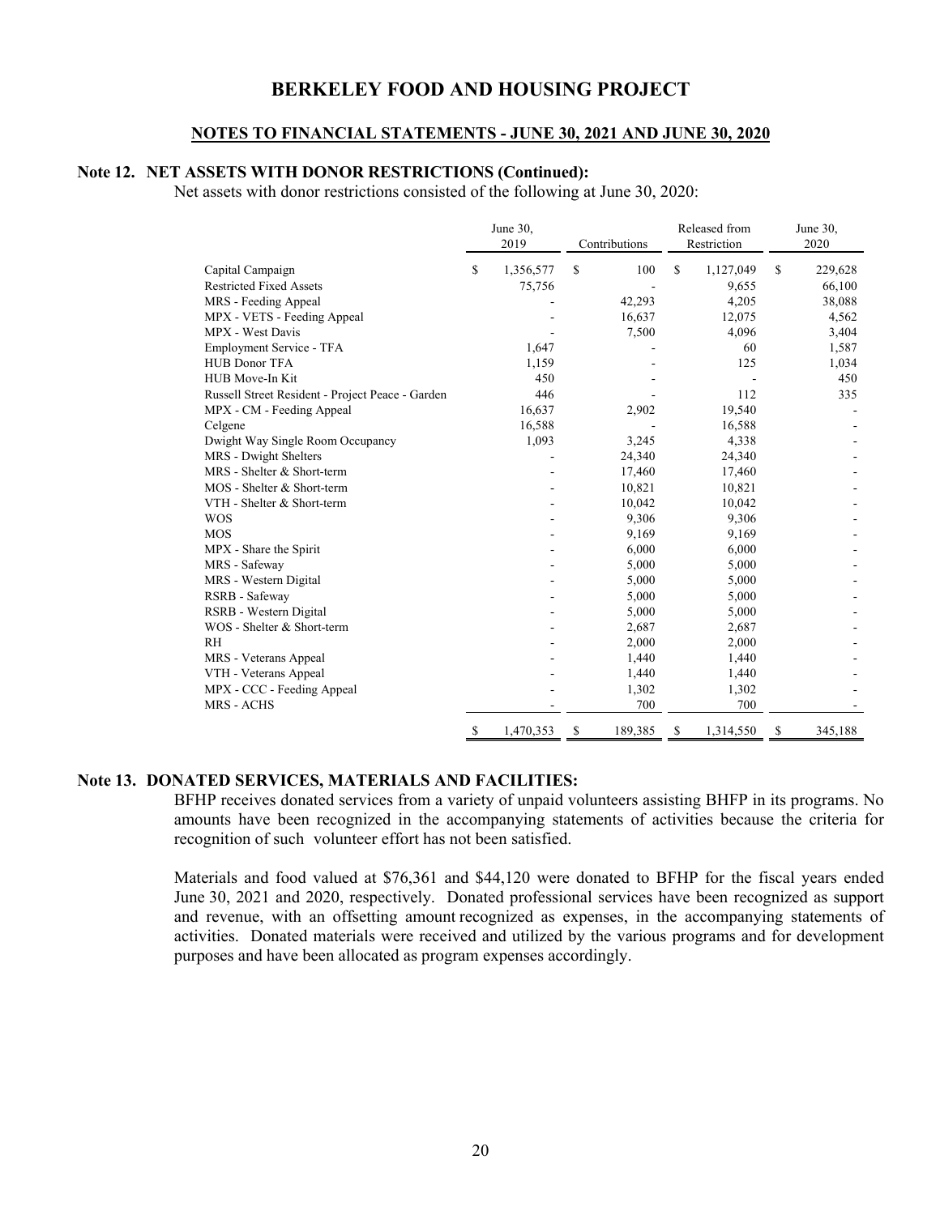# BERKELEY FOOD AND HOUSING PROJECT

## NOTES TO FINANCIAL STATEMENTS - JUNE 30, 2021 AND JUNE 30, 2020

### Note 12. NET ASSETS WITH DONOR RESTRICTIONS (Continued):

Net assets with donor restrictions consisted of the following at June 30, 2020:

| | June 30, 2019 | Contributions | Released from Restriction | June 30, 2020 |
|---|---|---|---|---|
| Capital Campaign | $ 1,356,577 | $ 100 | $ 1,127,049 | $ 229,628 |
| Restricted Fixed Assets | 75,756 | - | 9,655 | 66,100 |
| MRS - Feeding Appeal | - | 42,293 | 4,205 | 38,088 |
| MPX - VETS - Feeding Appeal | - | 16,637 | 12,075 | 4,562 |
| MPX - West Davis | - | 7,500 | 4,096 | 3,404 |
| Employment Service - TFA | 1,647 | - | 60 | 1,587 |
| HUB Donor TFA | 1,159 | - | 125 | 1,034 |
| HUB Move-In Kit | 450 | - | - | 450 |
| Russell Street Resident - Project Peace - Garden | 446 | - | 112 | 335 |
| MPX - CM - Feeding Appeal | 16,637 | 2,902 | 19,540 | - |
| Celgene | 16,588 | - | 16,588 | - |
| Dwight Way Single Room Occupancy | 1,093 | 3,245 | 4,338 | - |
| MRS - Dwight Shelters | - | 24,340 | 24,340 | - |
| MRS - Shelter & Short-term | - | 17,460 | 17,460 | - |
| MOS - Shelter & Short-term | - | 10,821 | 10,821 | - |
| VTH - Shelter & Short-term | - | 10,042 | 10,042 | - |
| WOS | - | 9,306 | 9,306 | - |
| MOS | - | 9,169 | 9,169 | - |
| MPX - Share the Spirit | - | 6,000 | 6,000 | - |
| MRS - Safeway | - | 5,000 | 5,000 | - |
| MRS - Western Digital | - | 5,000 | 5,000 | - |
| RSRB - Safeway | - | 5,000 | 5,000 | - |
| RSRB - Western Digital | - | 5,000 | 5,000 | - |
| WOS - Shelter & Short-term | - | 2,687 | 2,687 | - |
| RH | - | 2,000 | 2,000 | - |
| MRS - Veterans Appeal | - | 1,440 | 1,440 | - |
| VTH - Veterans Appeal | - | 1,440 | 1,440 | - |
| MPX - CCC - Feeding Appeal | - | 1,302 | 1,302 | - |
| MRS - ACHS | - | 700 | 700 | - |
| | $ 1,470,353 | $ 189,385 | $ 1,314,550 | $ 345,188 |

### Note 13. DONATED SERVICES, MATERIALS AND FACILITIES:

BFHP receives donated services from a variety of unpaid volunteers assisting BHFP in its programs. No amounts have been recognized in the accompanying statements of activities because the criteria for recognition of such volunteer effort has not been satisfied.

Materials and food valued at $76,361 and $44,120 were donated to BFHP for the fiscal years ended June 30, 2021 and 2020, respectively. Donated professional services have been recognized as support and revenue, with an offsetting amount recognized as expenses, in the accompanying statements of activities. Donated materials were received and utilized by the various programs and for development purposes and have been allocated as program expenses accordingly.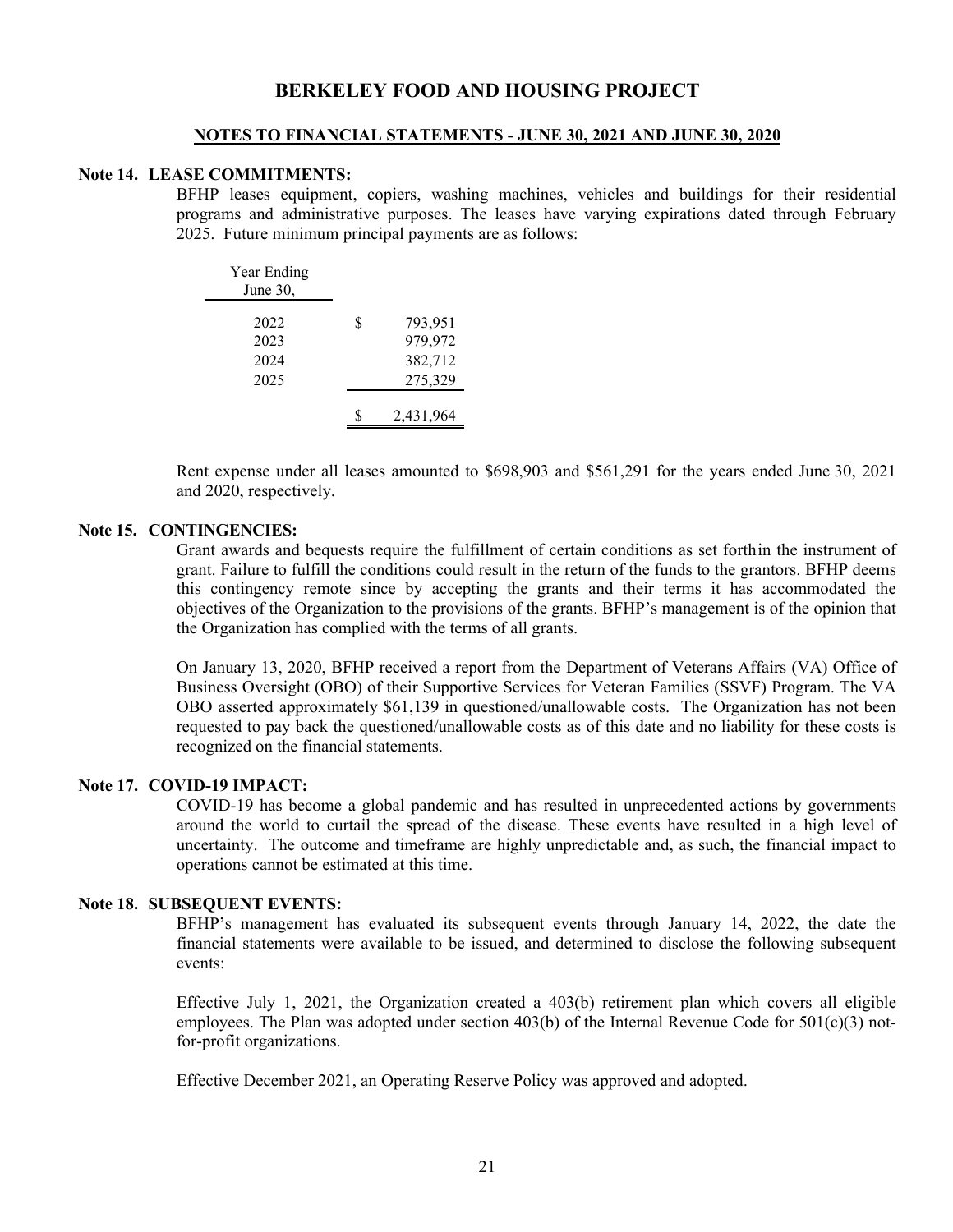# BERKELEY FOOD AND HOUSING PROJECT

## NOTES TO FINANCIAL STATEMENTS - JUNE 30, 2021 AND JUNE 30, 2020

### Note 14. LEASE COMMITMENTS:

BFHP leases equipment, copiers, washing machines, vehicles and buildings for their residential programs and administrative purposes. The leases have varying expirations dated through February 2025. Future minimum principal payments are as follows:

| Year Ending June 30, | | |
|---|---|---|
| 2022 | $ | 793,951 |
| 2023 | | 979,972 |
| 2024 | | 382,712 |
| 2025 | | 275,329 |
| | $ | 2,431,964 |

Rent expense under all leases amounted to $698,903 and $561,291 for the years ended June 30, 2021 and 2020, respectively.

### Note 15. CONTINGENCIES:

Grant awards and bequests require the fulfillment of certain conditions as set forthin the instrument of grant. Failure to fulfill the conditions could result in the return of the funds to the grantors. BFHP deems this contingency remote since by accepting the grants and their terms it has accommodated the objectives of the Organization to the provisions of the grants. BFHP's management is of the opinion that the Organization has complied with the terms of all grants.

On January 13, 2020, BFHP received a report from the Department of Veterans Affairs (VA) Office of Business Oversight (OBO) of their Supportive Services for Veteran Families (SSVF) Program. The VA OBO asserted approximately $61,139 in questioned/unallowable costs. The Organization has not been requested to pay back the questioned/unallowable costs as of this date and no liability for these costs is recognized on the financial statements.

### Note 17. COVID-19 IMPACT:

COVID-19 has become a global pandemic and has resulted in unprecedented actions by governments around the world to curtail the spread of the disease. These events have resulted in a high level of uncertainty. The outcome and timeframe are highly unpredictable and, as such, the financial impact to operations cannot be estimated at this time.

### Note 18. SUBSEQUENT EVENTS:

BFHP's management has evaluated its subsequent events through January 14, 2022, the date the financial statements were available to be issued, and determined to disclose the following subsequent events:

Effective July 1, 2021, the Organization created a 403(b) retirement plan which covers all eligible employees. The Plan was adopted under section 403(b) of the Internal Revenue Code for 501(c)(3) not-for-profit organizations.

Effective December 2021, an Operating Reserve Policy was approved and adopted.